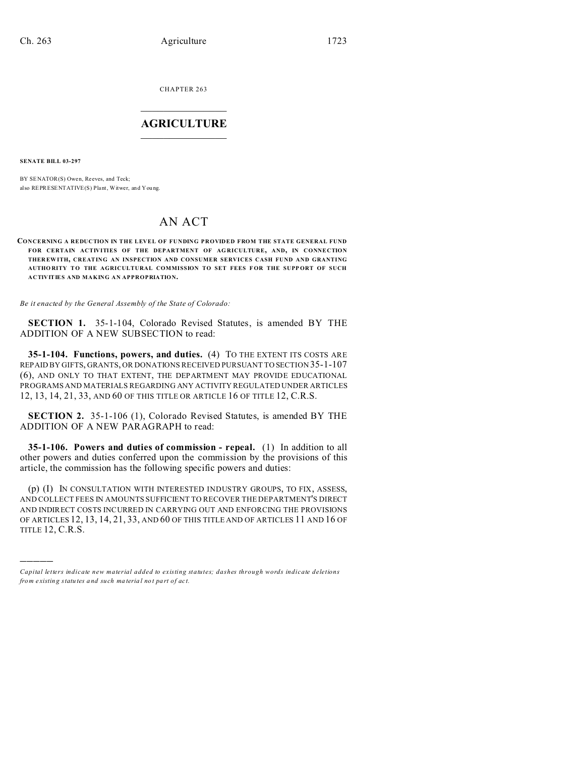CHAPTER 263

# AGRICULTURE

**SENATE BILL 03-297**

BY SENATOR(S) Owen, Reeves, and Teck;
also REPRESENTATIVE(S) Plant, Witwer, and Young.

# AN ACT

**CONCERNING A REDUCTION IN THE LEVEL OF FUNDING PROVIDED FROM THE STATE GENERAL FUND FOR CERTAIN ACTIVITIES OF THE DEPARTMENT OF AGRICULTURE, AND, IN CONNECTION THEREWITH, CREATING AN INSPECTION AND CONSUMER SERVICES CASH FUND AND GRANTING AUTHORITY TO THE AGRICULTURAL COMMISSION TO SET FEES FOR THE SUPPORT OF SUCH ACTIVITIES AND MAKING AN APPROPRIATION.**

*Be it enacted by the General Assembly of the State of Colorado:*

**SECTION 1.** 35-1-104, Colorado Revised Statutes, is amended BY THE ADDITION OF A NEW SUBSECTION to read:

**35-1-104. Functions, powers, and duties.** (4) TO THE EXTENT ITS COSTS ARE REPAID BY GIFTS, GRANTS, OR DONATIONS RECEIVED PURSUANT TO SECTION 35-1-107 (6), AND ONLY TO THAT EXTENT, THE DEPARTMENT MAY PROVIDE EDUCATIONAL PROGRAMS AND MATERIALS REGARDING ANY ACTIVITY REGULATED UNDER ARTICLES 12, 13, 14, 21, 33, AND 60 OF THIS TITLE OR ARTICLE 16 OF TITLE 12, C.R.S.

**SECTION 2.** 35-1-106 (1), Colorado Revised Statutes, is amended BY THE ADDITION OF A NEW PARAGRAPH to read:

**35-1-106. Powers and duties of commission - repeal.** (1) In addition to all other powers and duties conferred upon the commission by the provisions of this article, the commission has the following specific powers and duties:

(p) (I) IN CONSULTATION WITH INTERESTED INDUSTRY GROUPS, TO FIX, ASSESS, AND COLLECT FEES IN AMOUNTS SUFFICIENT TO RECOVER THE DEPARTMENT'S DIRECT AND INDIRECT COSTS INCURRED IN CARRYING OUT AND ENFORCING THE PROVISIONS OF ARTICLES 12, 13, 14, 21, 33, AND 60 OF THIS TITLE AND OF ARTICLES 11 AND 16 OF TITLE 12, C.R.S.

---

*Capital letters indicate new material added to existing statutes; dashes through words indicate deletions from existing statutes and such material not part of act.*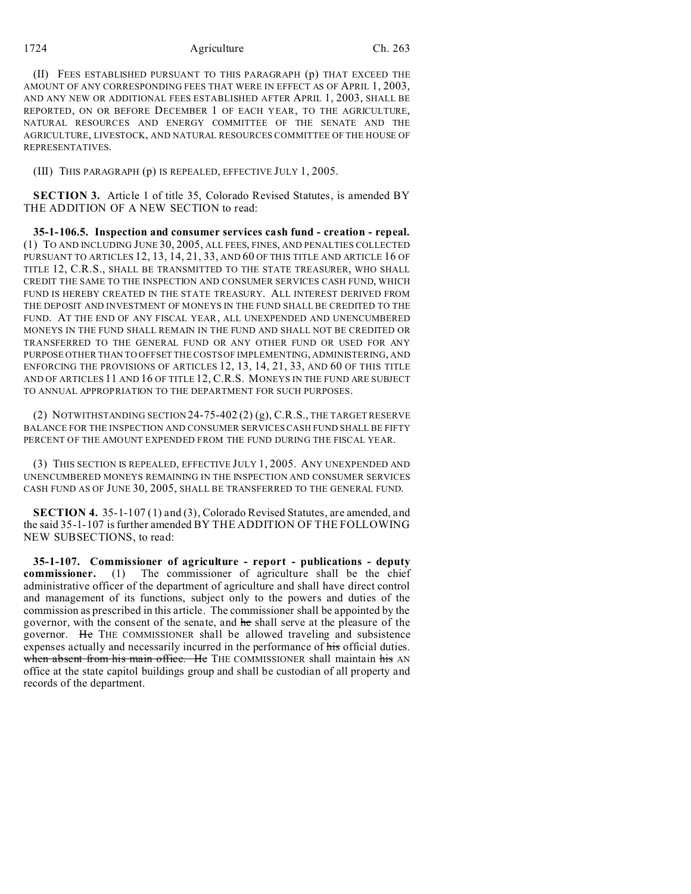(II) FEES ESTABLISHED PURSUANT TO THIS PARAGRAPH (p) THAT EXCEED THE AMOUNT OF ANY CORRESPONDING FEES THAT WERE IN EFFECT AS OF APRIL 1, 2003, AND ANY NEW OR ADDITIONAL FEES ESTABLISHED AFTER APRIL 1, 2003, SHALL BE REPORTED, ON OR BEFORE DECEMBER 1 OF EACH YEAR, TO THE AGRICULTURE, NATURAL RESOURCES AND ENERGY COMMITTEE OF THE SENATE AND THE AGRICULTURE, LIVESTOCK, AND NATURAL RESOURCES COMMITTEE OF THE HOUSE OF REPRESENTATIVES.

(III) THIS PARAGRAPH (p) IS REPEALED, EFFECTIVE JULY 1, 2005.

**SECTION 3.** Article 1 of title 35, Colorado Revised Statutes, is amended BY THE ADDITION OF A NEW SECTION to read:

**35-1-106.5. Inspection and consumer services cash fund - creation - repeal.** (1) TO AND INCLUDING JUNE 30, 2005, ALL FEES, FINES, AND PENALTIES COLLECTED PURSUANT TO ARTICLES 12, 13, 14, 21, 33, AND 60 OF THIS TITLE AND ARTICLE 16 OF TITLE 12, C.R.S., SHALL BE TRANSMITTED TO THE STATE TREASURER, WHO SHALL CREDIT THE SAME TO THE INSPECTION AND CONSUMER SERVICES CASH FUND, WHICH FUND IS HEREBY CREATED IN THE STATE TREASURY. ALL INTEREST DERIVED FROM THE DEPOSIT AND INVESTMENT OF MONEYS IN THE FUND SHALL BE CREDITED TO THE FUND. AT THE END OF ANY FISCAL YEAR, ALL UNEXPENDED AND UNENCUMBERED MONEYS IN THE FUND SHALL REMAIN IN THE FUND AND SHALL NOT BE CREDITED OR TRANSFERRED TO THE GENERAL FUND OR ANY OTHER FUND OR USED FOR ANY PURPOSE OTHER THAN TO OFFSET THE COSTS OF IMPLEMENTING, ADMINISTERING, AND ENFORCING THE PROVISIONS OF ARTICLES 12, 13, 14, 21, 33, AND 60 OF THIS TITLE AND OF ARTICLES 11 AND 16 OF TITLE 12, C.R.S. MONEYS IN THE FUND ARE SUBJECT TO ANNUAL APPROPRIATION TO THE DEPARTMENT FOR SUCH PURPOSES.

(2) NOTWITHSTANDING SECTION 24-75-402 (2) (g), C.R.S., THE TARGET RESERVE BALANCE FOR THE INSPECTION AND CONSUMER SERVICES CASH FUND SHALL BE FIFTY PERCENT OF THE AMOUNT EXPENDED FROM THE FUND DURING THE FISCAL YEAR.

(3) THIS SECTION IS REPEALED, EFFECTIVE JULY 1, 2005. ANY UNEXPENDED AND UNENCUMBERED MONEYS REMAINING IN THE INSPECTION AND CONSUMER SERVICES CASH FUND AS OF JUNE 30, 2005, SHALL BE TRANSFERRED TO THE GENERAL FUND.

**SECTION 4.** 35-1-107 (1) and (3), Colorado Revised Statutes, are amended, and the said 35-1-107 is further amended BY THE ADDITION OF THE FOLLOWING NEW SUBSECTIONS, to read:

**35-1-107. Commissioner of agriculture - report - publications - deputy commissioner.** (1) The commissioner of agriculture shall be the chief administrative officer of the department of agriculture and shall have direct control and management of its functions, subject only to the powers and duties of the commission as prescribed in this article. The commissioner shall be appointed by the governor, with the consent of the senate, and ~~he~~ shall serve at the pleasure of the governor. ~~He~~ THE COMMISSIONER shall be allowed traveling and subsistence expenses actually and necessarily incurred in the performance of ~~his~~ official duties. ~~when absent from his main office. He~~ THE COMMISSIONER shall maintain ~~his~~ AN office at the state capitol buildings group and shall be custodian of all property and records of the department.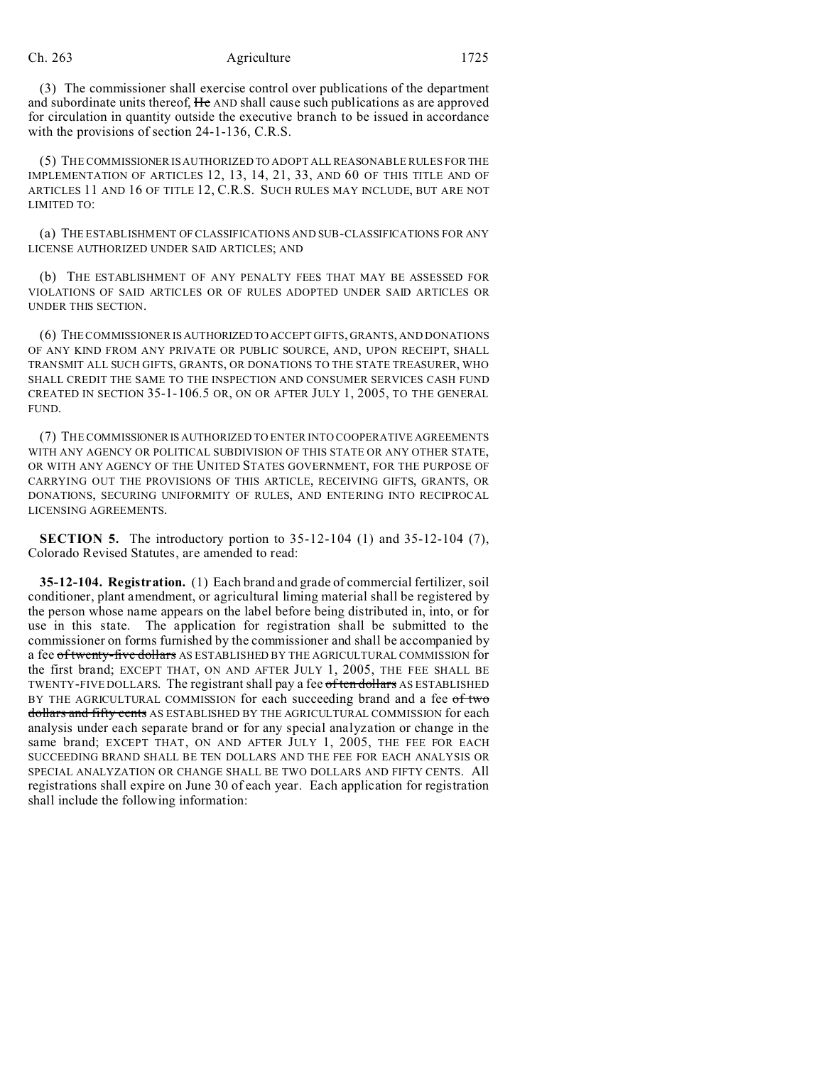(3) The commissioner shall exercise control over publications of the department and subordinate units thereof, ~~He~~ AND shall cause such publications as are approved for circulation in quantity outside the executive branch to be issued in accordance with the provisions of section 24-1-136, C.R.S.

(5) THE COMMISSIONER IS AUTHORIZED TO ADOPT ALL REASONABLE RULES FOR THE IMPLEMENTATION OF ARTICLES 12, 13, 14, 21, 33, AND 60 OF THIS TITLE AND OF ARTICLES 11 AND 16 OF TITLE 12, C.R.S. SUCH RULES MAY INCLUDE, BUT ARE NOT LIMITED TO:

(a) THE ESTABLISHMENT OF CLASSIFICATIONS AND SUB-CLASSIFICATIONS FOR ANY LICENSE AUTHORIZED UNDER SAID ARTICLES; AND

(b) THE ESTABLISHMENT OF ANY PENALTY FEES THAT MAY BE ASSESSED FOR VIOLATIONS OF SAID ARTICLES OR OF RULES ADOPTED UNDER SAID ARTICLES OR UNDER THIS SECTION.

(6) THE COMMISSIONER IS AUTHORIZED TO ACCEPT GIFTS, GRANTS, AND DONATIONS OF ANY KIND FROM ANY PRIVATE OR PUBLIC SOURCE, AND, UPON RECEIPT, SHALL TRANSMIT ALL SUCH GIFTS, GRANTS, OR DONATIONS TO THE STATE TREASURER, WHO SHALL CREDIT THE SAME TO THE INSPECTION AND CONSUMER SERVICES CASH FUND CREATED IN SECTION 35-1-106.5 OR, ON OR AFTER JULY 1, 2005, TO THE GENERAL FUND.

(7) THE COMMISSIONER IS AUTHORIZED TO ENTER INTO COOPERATIVE AGREEMENTS WITH ANY AGENCY OR POLITICAL SUBDIVISION OF THIS STATE OR ANY OTHER STATE, OR WITH ANY AGENCY OF THE UNITED STATES GOVERNMENT, FOR THE PURPOSE OF CARRYING OUT THE PROVISIONS OF THIS ARTICLE, RECEIVING GIFTS, GRANTS, OR DONATIONS, SECURING UNIFORMITY OF RULES, AND ENTERING INTO RECIPROCAL LICENSING AGREEMENTS.

**SECTION 5.** The introductory portion to 35-12-104 (1) and 35-12-104 (7), Colorado Revised Statutes, are amended to read:

**35-12-104. Registration.** (1) Each brand and grade of commercial fertilizer, soil conditioner, plant amendment, or agricultural liming material shall be registered by the person whose name appears on the label before being distributed in, into, or for use in this state. The application for registration shall be submitted to the commissioner on forms furnished by the commissioner and shall be accompanied by a fee ~~of twenty-five dollars~~ AS ESTABLISHED BY THE AGRICULTURAL COMMISSION for the first brand; EXCEPT THAT, ON AND AFTER JULY 1, 2005, THE FEE SHALL BE TWENTY-FIVE DOLLARS. The registrant shall pay a fee ~~of ten dollars~~ AS ESTABLISHED BY THE AGRICULTURAL COMMISSION for each succeeding brand and a fee ~~of two dollars and fifty cents~~ AS ESTABLISHED BY THE AGRICULTURAL COMMISSION for each analysis under each separate brand or for any special analyzation or change in the same brand; EXCEPT THAT, ON AND AFTER JULY 1, 2005, THE FEE FOR EACH SUCCEEDING BRAND SHALL BE TEN DOLLARS AND THE FEE FOR EACH ANALYSIS OR SPECIAL ANALYZATION OR CHANGE SHALL BE TWO DOLLARS AND FIFTY CENTS. All registrations shall expire on June 30 of each year. Each application for registration shall include the following information: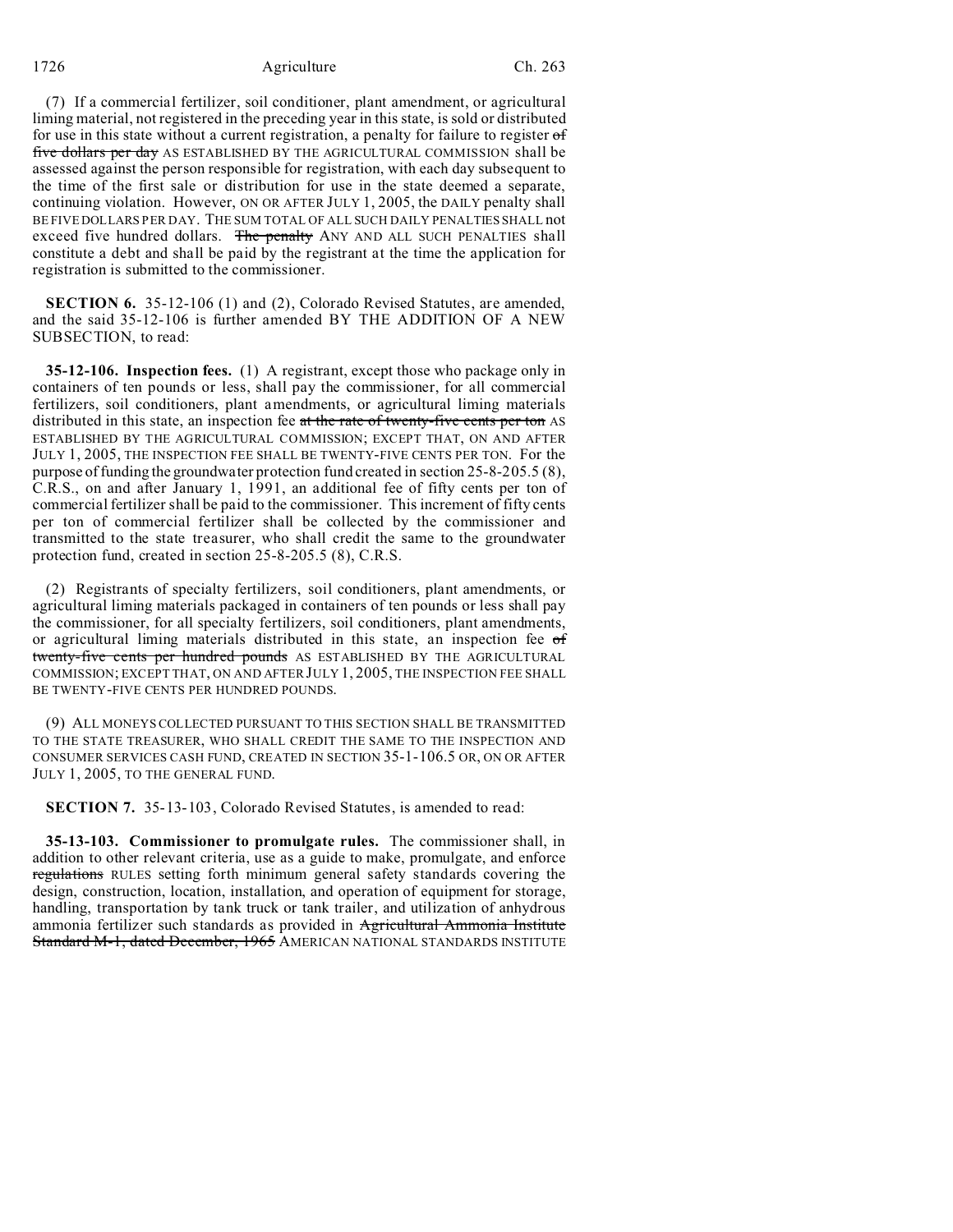(7) If a commercial fertilizer, soil conditioner, plant amendment, or agricultural liming material, not registered in the preceding year in this state, is sold or distributed for use in this state without a current registration, a penalty for failure to register ~~of five dollars per day~~ AS ESTABLISHED BY THE AGRICULTURAL COMMISSION shall be assessed against the person responsible for registration, with each day subsequent to the time of the first sale or distribution for use in the state deemed a separate, continuing violation. However, ON OR AFTER JULY 1, 2005, the DAILY penalty shall BE FIVE DOLLARS PER DAY. THE SUM TOTAL OF ALL SUCH DAILY PENALTIES SHALL not exceed five hundred dollars. ~~The penalty~~ ANY AND ALL SUCH PENALTIES shall constitute a debt and shall be paid by the registrant at the time the application for registration is submitted to the commissioner.

**SECTION 6.** 35-12-106 (1) and (2), Colorado Revised Statutes, are amended, and the said 35-12-106 is further amended BY THE ADDITION OF A NEW SUBSECTION, to read:

**35-12-106. Inspection fees.** (1) A registrant, except those who package only in containers of ten pounds or less, shall pay the commissioner, for all commercial fertilizers, soil conditioners, plant amendments, or agricultural liming materials distributed in this state, an inspection fee ~~at the rate of twenty-five cents per ton~~ AS ESTABLISHED BY THE AGRICULTURAL COMMISSION; EXCEPT THAT, ON AND AFTER JULY 1, 2005, THE INSPECTION FEE SHALL BE TWENTY-FIVE CENTS PER TON. For the purpose of funding the groundwater protection fund created in section 25-8-205.5 (8), C.R.S., on and after January 1, 1991, an additional fee of fifty cents per ton of commercial fertilizer shall be paid to the commissioner. This increment of fifty cents per ton of commercial fertilizer shall be collected by the commissioner and transmitted to the state treasurer, who shall credit the same to the groundwater protection fund, created in section 25-8-205.5 (8), C.R.S.

(2) Registrants of specialty fertilizers, soil conditioners, plant amendments, or agricultural liming materials packaged in containers of ten pounds or less shall pay the commissioner, for all specialty fertilizers, soil conditioners, plant amendments, or agricultural liming materials distributed in this state, an inspection fee ~~of twenty-five cents per hundred pounds~~ AS ESTABLISHED BY THE AGRICULTURAL COMMISSION; EXCEPT THAT, ON AND AFTER JULY 1, 2005, THE INSPECTION FEE SHALL BE TWENTY-FIVE CENTS PER HUNDRED POUNDS.

(9) ALL MONEYS COLLECTED PURSUANT TO THIS SECTION SHALL BE TRANSMITTED TO THE STATE TREASURER, WHO SHALL CREDIT THE SAME TO THE INSPECTION AND CONSUMER SERVICES CASH FUND, CREATED IN SECTION 35-1-106.5 OR, ON OR AFTER JULY 1, 2005, TO THE GENERAL FUND.

**SECTION 7.** 35-13-103, Colorado Revised Statutes, is amended to read:

**35-13-103. Commissioner to promulgate rules.** The commissioner shall, in addition to other relevant criteria, use as a guide to make, promulgate, and enforce ~~regulations~~ RULES setting forth minimum general safety standards covering the design, construction, location, installation, and operation of equipment for storage, handling, transportation by tank truck or tank trailer, and utilization of anhydrous ammonia fertilizer such standards as provided in ~~Agricultural Ammonia Institute Standard M-1, dated December, 1965~~ AMERICAN NATIONAL STANDARDS INSTITUTE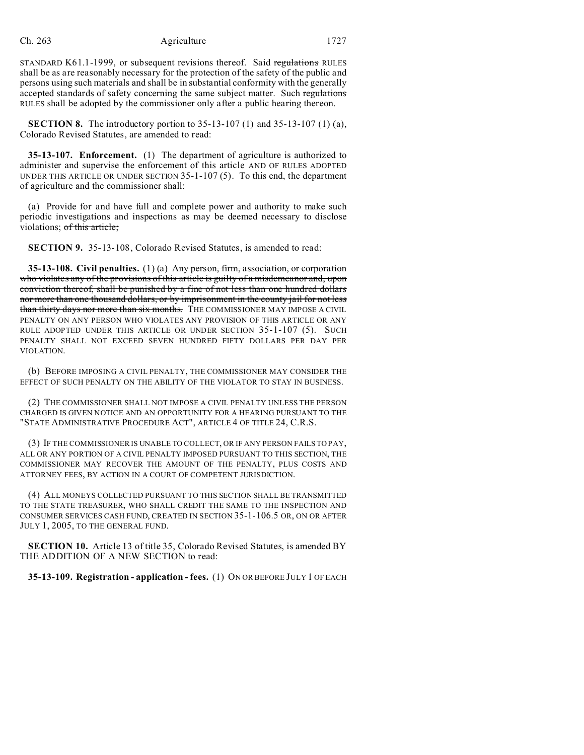STANDARD K61.1-1999, or subsequent revisions thereof. Said ~~regulations~~ RULES shall be as are reasonably necessary for the protection of the safety of the public and persons using such materials and shall be in substantial conformity with the generally accepted standards of safety concerning the same subject matter. Such ~~regulations~~ RULES shall be adopted by the commissioner only after a public hearing thereon.

**SECTION 8.** The introductory portion to 35-13-107 (1) and 35-13-107 (1) (a), Colorado Revised Statutes, are amended to read:

**35-13-107. Enforcement.** (1) The department of agriculture is authorized to administer and supervise the enforcement of this article AND OF RULES ADOPTED UNDER THIS ARTICLE OR UNDER SECTION 35-1-107 (5). To this end, the department of agriculture and the commissioner shall:

(a) Provide for and have full and complete power and authority to make such periodic investigations and inspections as may be deemed necessary to disclose violations; ~~of this article;~~

**SECTION 9.** 35-13-108, Colorado Revised Statutes, is amended to read:

**35-13-108. Civil penalties.** (1) (a) ~~Any person, firm, association, or corporation who violates any of the provisions of this article is guilty of a misdemeanor and, upon conviction thereof, shall be punished by a fine of not less than one hundred dollars nor more than one thousand dollars, or by imprisonment in the county jail for not less than thirty days nor more than six months.~~ THE COMMISSIONER MAY IMPOSE A CIVIL PENALTY ON ANY PERSON WHO VIOLATES ANY PROVISION OF THIS ARTICLE OR ANY RULE ADOPTED UNDER THIS ARTICLE OR UNDER SECTION 35-1-107 (5). SUCH PENALTY SHALL NOT EXCEED SEVEN HUNDRED FIFTY DOLLARS PER DAY PER VIOLATION.

(b) BEFORE IMPOSING A CIVIL PENALTY, THE COMMISSIONER MAY CONSIDER THE EFFECT OF SUCH PENALTY ON THE ABILITY OF THE VIOLATOR TO STAY IN BUSINESS.

(2) THE COMMISSIONER SHALL NOT IMPOSE A CIVIL PENALTY UNLESS THE PERSON CHARGED IS GIVEN NOTICE AND AN OPPORTUNITY FOR A HEARING PURSUANT TO THE "STATE ADMINISTRATIVE PROCEDURE ACT", ARTICLE 4 OF TITLE 24, C.R.S.

(3) IF THE COMMISSIONER IS UNABLE TO COLLECT, OR IF ANY PERSON FAILS TO PAY, ALL OR ANY PORTION OF A CIVIL PENALTY IMPOSED PURSUANT TO THIS SECTION, THE COMMISSIONER MAY RECOVER THE AMOUNT OF THE PENALTY, PLUS COSTS AND ATTORNEY FEES, BY ACTION IN A COURT OF COMPETENT JURISDICTION.

(4) ALL MONEYS COLLECTED PURSUANT TO THIS SECTION SHALL BE TRANSMITTED TO THE STATE TREASURER, WHO SHALL CREDIT THE SAME TO THE INSPECTION AND CONSUMER SERVICES CASH FUND, CREATED IN SECTION 35-1-106.5 OR, ON OR AFTER JULY 1, 2005, TO THE GENERAL FUND.

**SECTION 10.** Article 13 of title 35, Colorado Revised Statutes, is amended BY THE ADDITION OF A NEW SECTION to read:

**35-13-109. Registration - application - fees.** (1) ON OR BEFORE JULY 1 OF EACH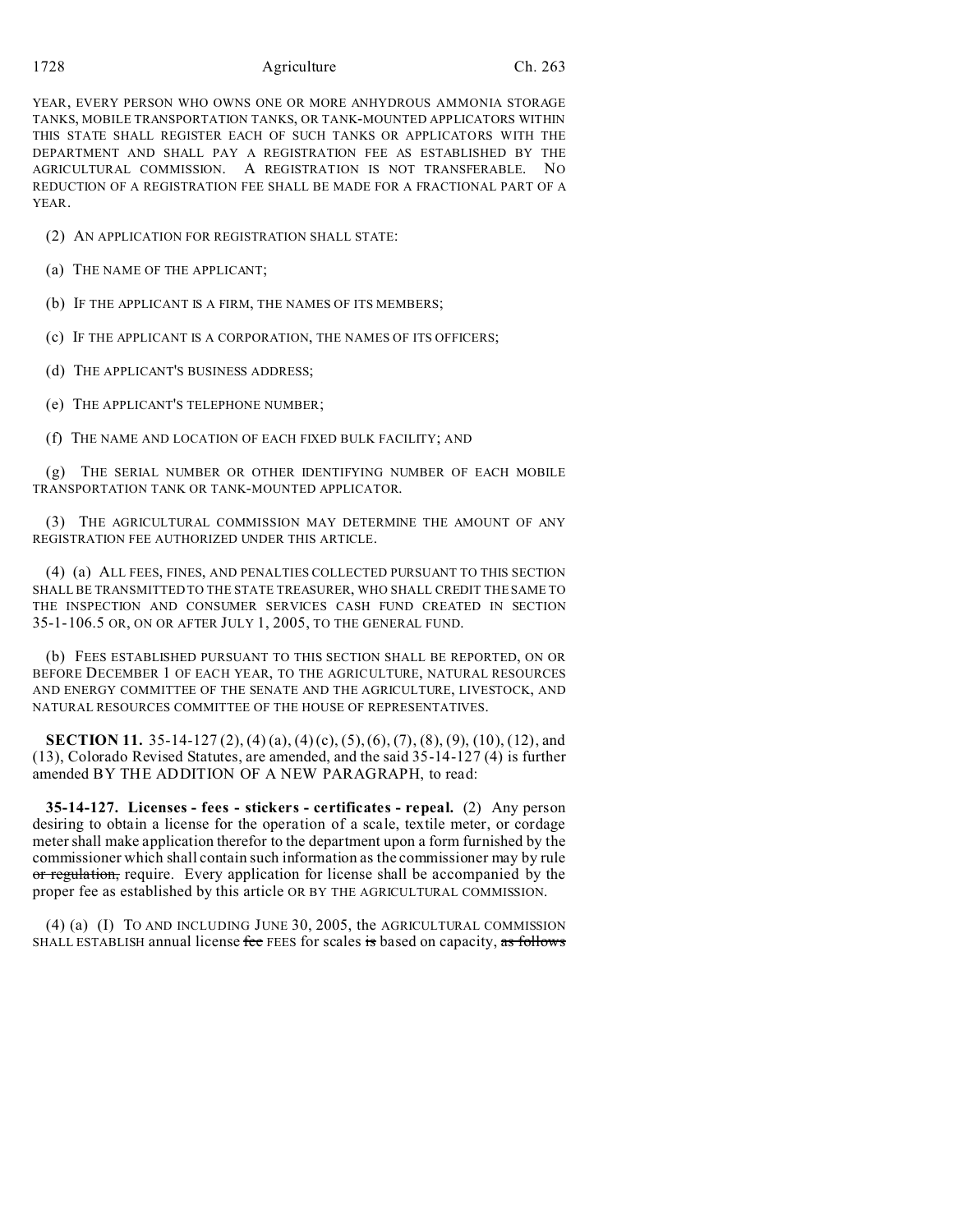YEAR, EVERY PERSON WHO OWNS ONE OR MORE ANHYDROUS AMMONIA STORAGE TANKS, MOBILE TRANSPORTATION TANKS, OR TANK-MOUNTED APPLICATORS WITHIN THIS STATE SHALL REGISTER EACH OF SUCH TANKS OR APPLICATORS WITH THE DEPARTMENT AND SHALL PAY A REGISTRATION FEE AS ESTABLISHED BY THE AGRICULTURAL COMMISSION. A REGISTRATION IS NOT TRANSFERABLE. NO REDUCTION OF A REGISTRATION FEE SHALL BE MADE FOR A FRACTIONAL PART OF A YEAR.

(2) AN APPLICATION FOR REGISTRATION SHALL STATE:

(a) THE NAME OF THE APPLICANT;

(b) IF THE APPLICANT IS A FIRM, THE NAMES OF ITS MEMBERS;

(c) IF THE APPLICANT IS A CORPORATION, THE NAMES OF ITS OFFICERS;

(d) THE APPLICANT'S BUSINESS ADDRESS;

(e) THE APPLICANT'S TELEPHONE NUMBER;

(f) THE NAME AND LOCATION OF EACH FIXED BULK FACILITY; AND

(g) THE SERIAL NUMBER OR OTHER IDENTIFYING NUMBER OF EACH MOBILE TRANSPORTATION TANK OR TANK-MOUNTED APPLICATOR.

(3) THE AGRICULTURAL COMMISSION MAY DETERMINE THE AMOUNT OF ANY REGISTRATION FEE AUTHORIZED UNDER THIS ARTICLE.

(4) (a) ALL FEES, FINES, AND PENALTIES COLLECTED PURSUANT TO THIS SECTION SHALL BE TRANSMITTED TO THE STATE TREASURER, WHO SHALL CREDIT THE SAME TO THE INSPECTION AND CONSUMER SERVICES CASH FUND CREATED IN SECTION 35-1-106.5 OR, ON OR AFTER JULY 1, 2005, TO THE GENERAL FUND.

(b) FEES ESTABLISHED PURSUANT TO THIS SECTION SHALL BE REPORTED, ON OR BEFORE DECEMBER 1 OF EACH YEAR, TO THE AGRICULTURE, NATURAL RESOURCES AND ENERGY COMMITTEE OF THE SENATE AND THE AGRICULTURE, LIVESTOCK, AND NATURAL RESOURCES COMMITTEE OF THE HOUSE OF REPRESENTATIVES.

**SECTION 11.** 35-14-127 (2), (4) (a), (4) (c), (5), (6), (7), (8), (9), (10), (12), and (13), Colorado Revised Statutes, are amended, and the said 35-14-127 (4) is further amended BY THE ADDITION OF A NEW PARAGRAPH, to read:

**35-14-127. Licenses - fees - stickers - certificates - repeal.** (2) Any person desiring to obtain a license for the operation of a scale, textile meter, or cordage meter shall make application therefor to the department upon a form furnished by the commissioner which shall contain such information as the commissioner may by rule ~~or regulation,~~ require. Every application for license shall be accompanied by the proper fee as established by this article OR BY THE AGRICULTURAL COMMISSION.

(4) (a) (I) TO AND INCLUDING JUNE 30, 2005, the AGRICULTURAL COMMISSION SHALL ESTABLISH annual license ~~fee~~ FEES for scales ~~is~~ based on capacity, ~~as follows~~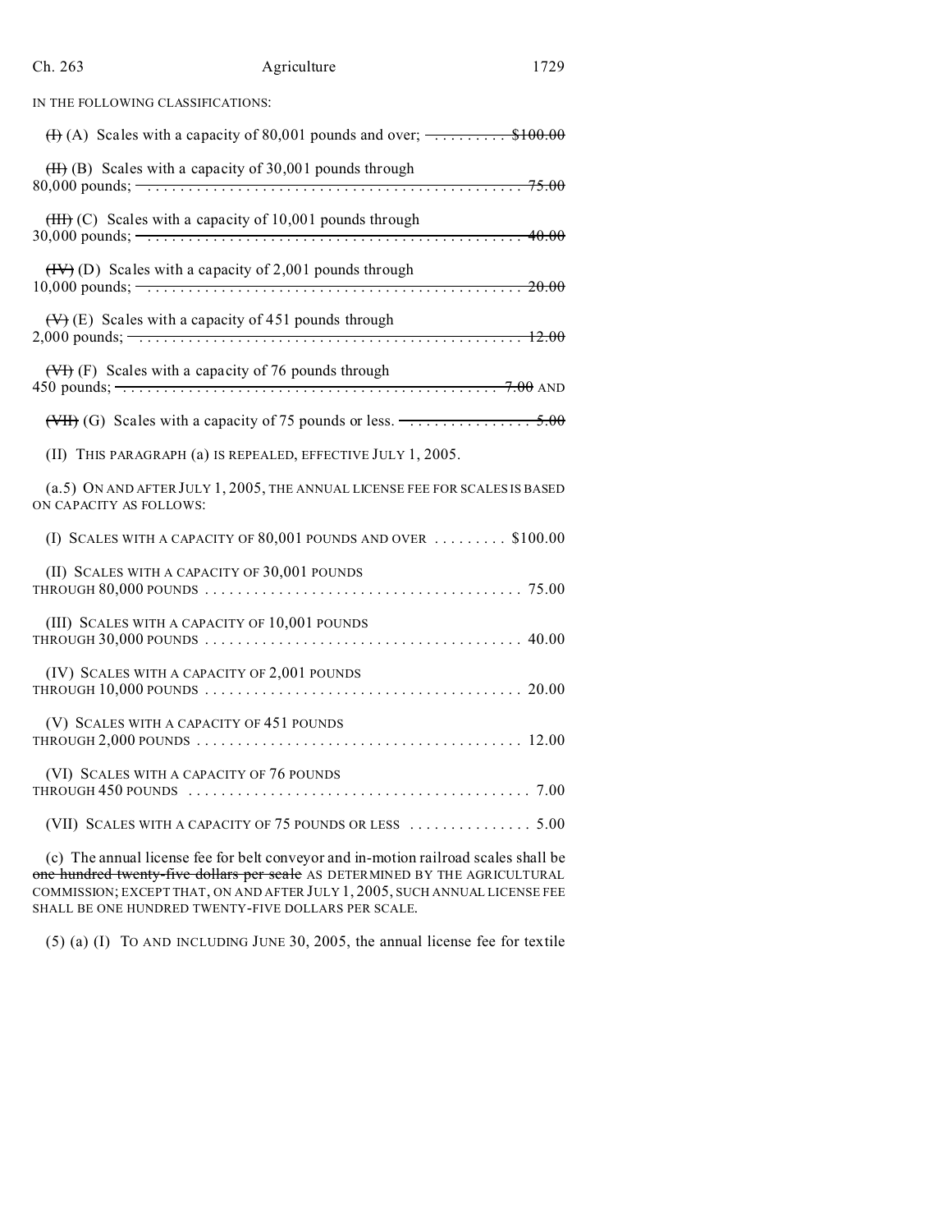IN THE FOLLOWING CLASSIFICATIONS:

~~(I)~~ (A) Scales with a capacity of 80,001 pounds and over; ~~.......... $100.00~~

~~(II)~~ (B) Scales with a capacity of 30,001 pounds through 80,000 pounds; ~~.............................................. 75.00~~

~~(III)~~ (C) Scales with a capacity of 10,001 pounds through 30,000 pounds; ~~.............................................. 40.00~~

~~(IV)~~ (D) Scales with a capacity of 2,001 pounds through 10,000 pounds; ~~.............................................. 20.00~~

~~(V)~~ (E) Scales with a capacity of 451 pounds through 2,000 pounds; ~~.............................................. 12.00~~

~~(VI)~~ (F) Scales with a capacity of 76 pounds through 450 pounds; ~~.............................................. 7.00~~ AND

~~(VII)~~ (G) Scales with a capacity of 75 pounds or less. ~~................. 5.00~~

(II) THIS PARAGRAPH (a) IS REPEALED, EFFECTIVE JULY 1, 2005.

(a.5) ON AND AFTER JULY 1, 2005, THE ANNUAL LICENSE FEE FOR SCALES IS BASED ON CAPACITY AS FOLLOWS:

(I) SCALES WITH A CAPACITY OF 80,001 POUNDS AND OVER ......... $100.00

(II) SCALES WITH A CAPACITY OF 30,001 POUNDS THROUGH 80,000 POUNDS ...................................... 75.00

(III) SCALES WITH A CAPACITY OF 10,001 POUNDS THROUGH 30,000 POUNDS ...................................... 40.00

(IV) SCALES WITH A CAPACITY OF 2,001 POUNDS THROUGH 10,000 POUNDS ...................................... 20.00

(V) SCALES WITH A CAPACITY OF 451 POUNDS THROUGH 2,000 POUNDS ....................................... 12.00

(VI) SCALES WITH A CAPACITY OF 76 POUNDS THROUGH 450 POUNDS ......................................... 7.00

(VII) SCALES WITH A CAPACITY OF 75 POUNDS OR LESS ............... 5.00

(c) The annual license fee for belt conveyor and in-motion railroad scales shall be ~~one hundred twenty-five dollars per scale~~ AS DETERMINED BY THE AGRICULTURAL COMMISSION; EXCEPT THAT, ON AND AFTER JULY 1, 2005, SUCH ANNUAL LICENSE FEE SHALL BE ONE HUNDRED TWENTY-FIVE DOLLARS PER SCALE.

(5) (a) (I) TO AND INCLUDING JUNE 30, 2005, the annual license fee for textile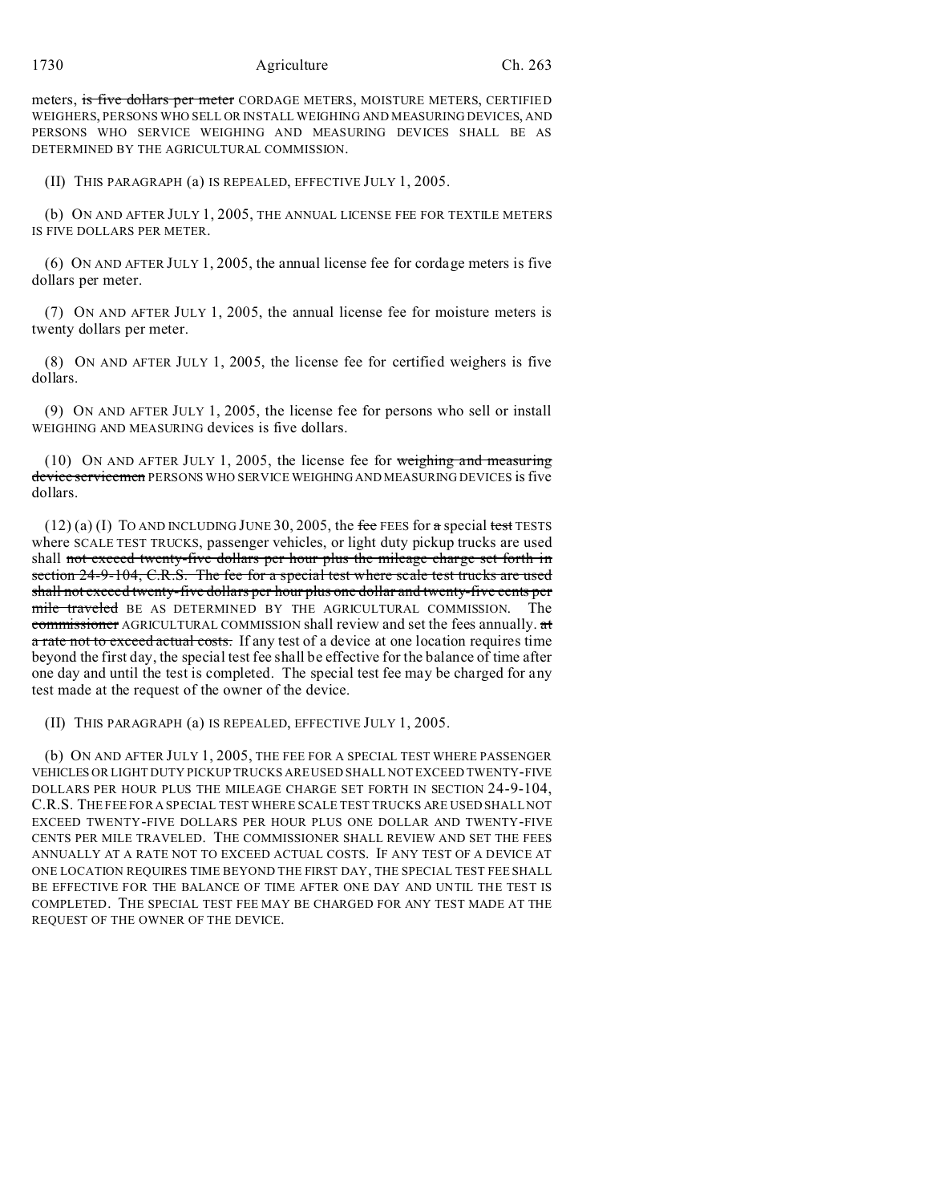meters, ~~is five dollars per meter~~ CORDAGE METERS, MOISTURE METERS, CERTIFIED WEIGHERS, PERSONS WHO SELL OR INSTALL WEIGHING AND MEASURING DEVICES, AND PERSONS WHO SERVICE WEIGHING AND MEASURING DEVICES SHALL BE AS DETERMINED BY THE AGRICULTURAL COMMISSION.

(II) THIS PARAGRAPH (a) IS REPEALED, EFFECTIVE JULY 1, 2005.

(b) ON AND AFTER JULY 1, 2005, THE ANNUAL LICENSE FEE FOR TEXTILE METERS IS FIVE DOLLARS PER METER.

(6) ON AND AFTER JULY 1, 2005, the annual license fee for cordage meters is five dollars per meter.

(7) ON AND AFTER JULY 1, 2005, the annual license fee for moisture meters is twenty dollars per meter.

(8) ON AND AFTER JULY 1, 2005, the license fee for certified weighers is five dollars.

(9) ON AND AFTER JULY 1, 2005, the license fee for persons who sell or install WEIGHING AND MEASURING devices is five dollars.

(10) ON AND AFTER JULY 1, 2005, the license fee for ~~weighing and measuring device servicemen~~ PERSONS WHO SERVICE WEIGHING AND MEASURING DEVICES is five dollars.

(12) (a) (I) TO AND INCLUDING JUNE 30, 2005, the ~~fee~~ FEES for ~~a~~ special ~~test~~ TESTS where SCALE TEST TRUCKS, passenger vehicles, or light duty pickup trucks are used shall ~~not exceed twenty-five dollars per hour plus the mileage charge set forth in section 24-9-104, C.R.S. The fee for a special test where scale test trucks are used shall not exceed twenty-five dollars per hour plus one dollar and twenty-five cents per mile traveled~~ BE AS DETERMINED BY THE AGRICULTURAL COMMISSION. The ~~commissioner~~ AGRICULTURAL COMMISSION shall review and set the fees annually. ~~at a rate not to exceed actual costs.~~ If any test of a device at one location requires time beyond the first day, the special test fee shall be effective for the balance of time after one day and until the test is completed. The special test fee may be charged for any test made at the request of the owner of the device.

(II) THIS PARAGRAPH (a) IS REPEALED, EFFECTIVE JULY 1, 2005.

(b) ON AND AFTER JULY 1, 2005, THE FEE FOR A SPECIAL TEST WHERE PASSENGER VEHICLES OR LIGHT DUTY PICKUP TRUCKS ARE USED SHALL NOT EXCEED TWENTY-FIVE DOLLARS PER HOUR PLUS THE MILEAGE CHARGE SET FORTH IN SECTION 24-9-104, C.R.S. THE FEE FOR A SPECIAL TEST WHERE SCALE TEST TRUCKS ARE USED SHALL NOT EXCEED TWENTY-FIVE DOLLARS PER HOUR PLUS ONE DOLLAR AND TWENTY-FIVE CENTS PER MILE TRAVELED. THE COMMISSIONER SHALL REVIEW AND SET THE FEES ANNUALLY AT A RATE NOT TO EXCEED ACTUAL COSTS. IF ANY TEST OF A DEVICE AT ONE LOCATION REQUIRES TIME BEYOND THE FIRST DAY, THE SPECIAL TEST FEE SHALL BE EFFECTIVE FOR THE BALANCE OF TIME AFTER ONE DAY AND UNTIL THE TEST IS COMPLETED. THE SPECIAL TEST FEE MAY BE CHARGED FOR ANY TEST MADE AT THE REQUEST OF THE OWNER OF THE DEVICE.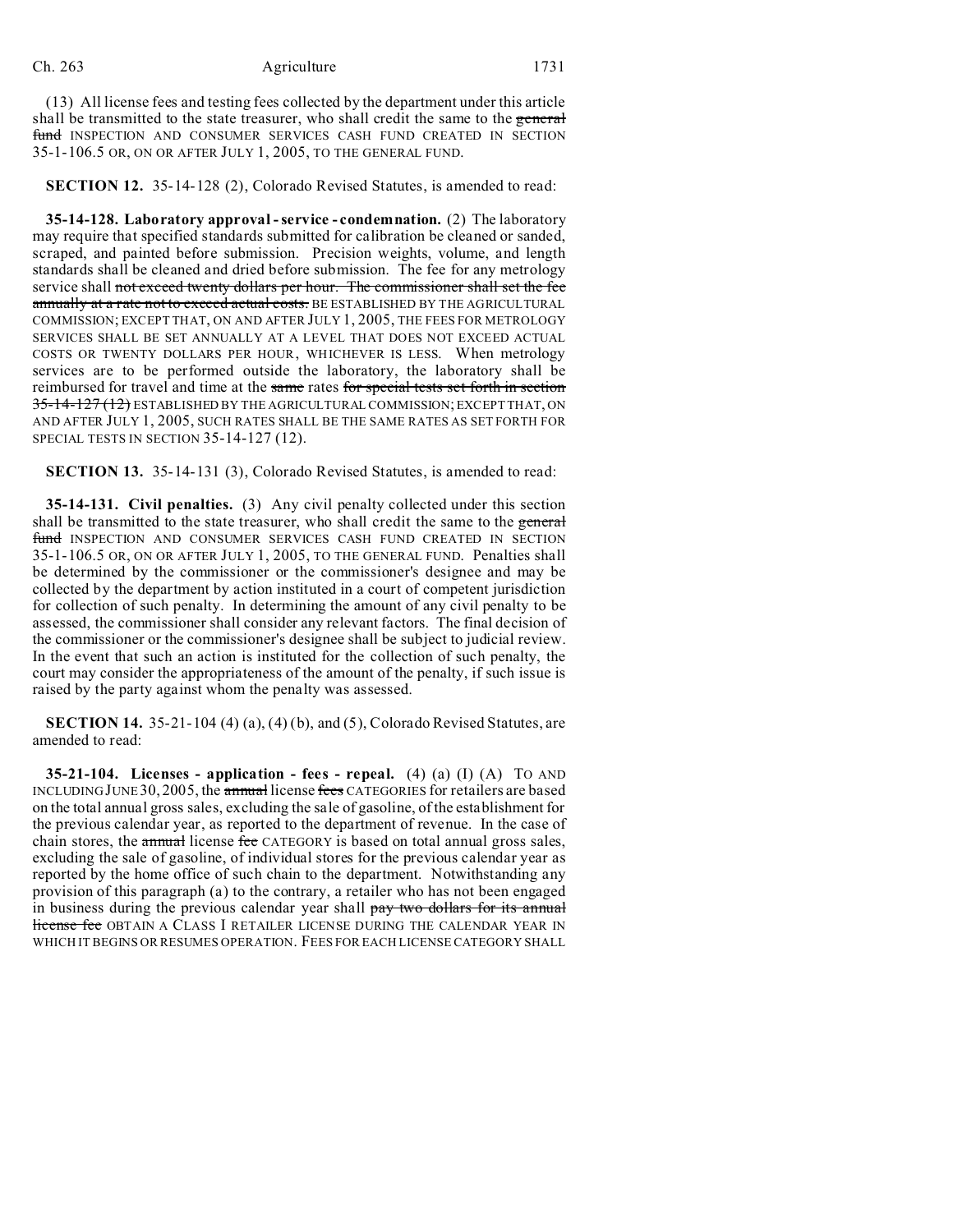(13) All license fees and testing fees collected by the department under this article shall be transmitted to the state treasurer, who shall credit the same to the ~~general fund~~ INSPECTION AND CONSUMER SERVICES CASH FUND CREATED IN SECTION 35-1-106.5 OR, ON OR AFTER JULY 1, 2005, TO THE GENERAL FUND.

**SECTION 12.** 35-14-128 (2), Colorado Revised Statutes, is amended to read:

**35-14-128. Laboratory approval - service - condemnation.** (2) The laboratory may require that specified standards submitted for calibration be cleaned or sanded, scraped, and painted before submission. Precision weights, volume, and length standards shall be cleaned and dried before submission. The fee for any metrology service shall ~~not exceed twenty dollars per hour. The commissioner shall set the fee annually at a rate not to exceed actual costs.~~ BE ESTABLISHED BY THE AGRICULTURAL COMMISSION; EXCEPT THAT, ON AND AFTER JULY 1, 2005, THE FEES FOR METROLOGY SERVICES SHALL BE SET ANNUALLY AT A LEVEL THAT DOES NOT EXCEED ACTUAL COSTS OR TWENTY DOLLARS PER HOUR, WHICHEVER IS LESS. When metrology services are to be performed outside the laboratory, the laboratory shall be reimbursed for travel and time at the ~~same~~ rates ~~for special tests set forth in section 35-14-127 (12)~~ ESTABLISHED BY THE AGRICULTURAL COMMISSION; EXCEPT THAT, ON AND AFTER JULY 1, 2005, SUCH RATES SHALL BE THE SAME RATES AS SET FORTH FOR SPECIAL TESTS IN SECTION 35-14-127 (12).

**SECTION 13.** 35-14-131 (3), Colorado Revised Statutes, is amended to read:

**35-14-131. Civil penalties.** (3) Any civil penalty collected under this section shall be transmitted to the state treasurer, who shall credit the same to the ~~general fund~~ INSPECTION AND CONSUMER SERVICES CASH FUND CREATED IN SECTION 35-1-106.5 OR, ON OR AFTER JULY 1, 2005, TO THE GENERAL FUND. Penalties shall be determined by the commissioner or the commissioner's designee and may be collected by the department by action instituted in a court of competent jurisdiction for collection of such penalty. In determining the amount of any civil penalty to be assessed, the commissioner shall consider any relevant factors. The final decision of the commissioner or the commissioner's designee shall be subject to judicial review. In the event that such an action is instituted for the collection of such penalty, the court may consider the appropriateness of the amount of the penalty, if such issue is raised by the party against whom the penalty was assessed.

**SECTION 14.** 35-21-104 (4) (a), (4) (b), and (5), Colorado Revised Statutes, are amended to read:

**35-21-104. Licenses - application - fees - repeal.** (4) (a) (I) (A) TO AND INCLUDING JUNE 30, 2005, the ~~annual~~ license ~~fees~~ CATEGORIES for retailers are based on the total annual gross sales, excluding the sale of gasoline, of the establishment for the previous calendar year, as reported to the department of revenue. In the case of chain stores, the ~~annual~~ license ~~fee~~ CATEGORY is based on total annual gross sales, excluding the sale of gasoline, of individual stores for the previous calendar year as reported by the home office of such chain to the department. Notwithstanding any provision of this paragraph (a) to the contrary, a retailer who has not been engaged in business during the previous calendar year shall ~~pay two dollars for its annual license fee~~ OBTAIN A CLASS I RETAILER LICENSE DURING THE CALENDAR YEAR IN WHICH IT BEGINS OR RESUMES OPERATION. FEES FOR EACH LICENSE CATEGORY SHALL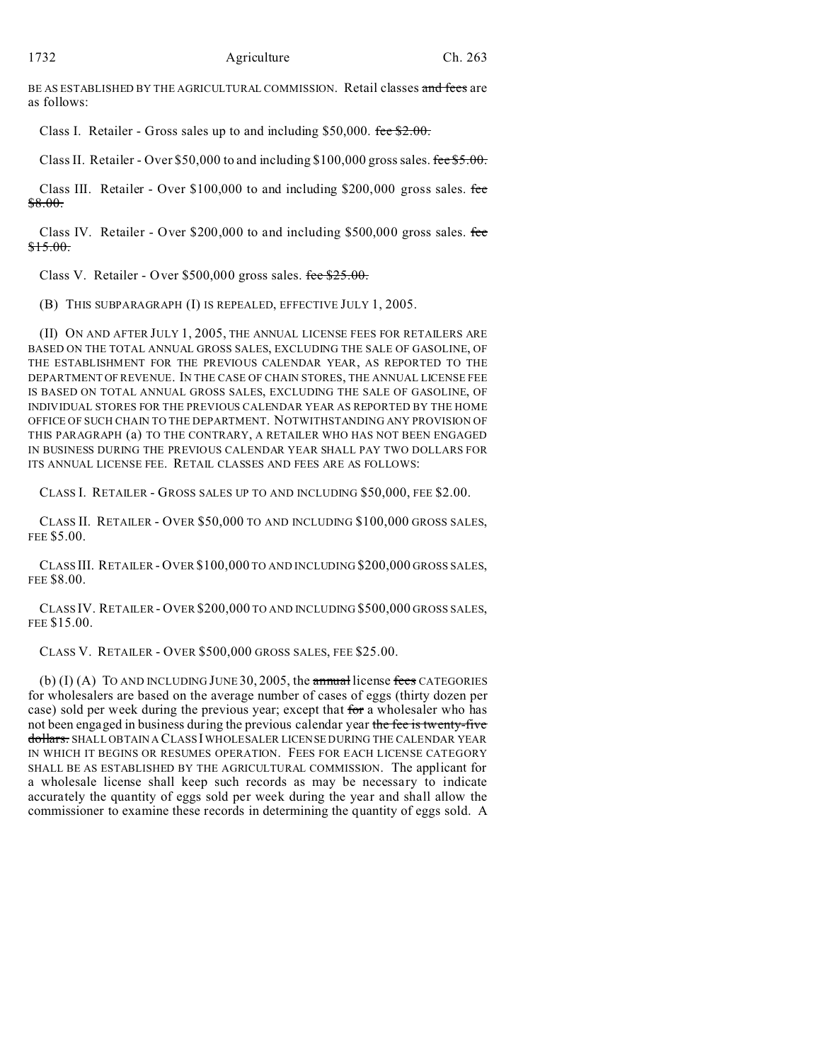BE AS ESTABLISHED BY THE AGRICULTURAL COMMISSION. Retail classes ~~and fees~~ are as follows:

Class I. Retailer - Gross sales up to and including $50,000. ~~fee $2.00.~~

Class II. Retailer - Over $50,000 to and including $100,000 gross sales. ~~fee $5.00.~~

Class III. Retailer - Over $100,000 to and including $200,000 gross sales. ~~fee $8.00.~~

Class IV. Retailer - Over $200,000 to and including $500,000 gross sales. ~~fee $15.00.~~

Class V. Retailer - Over $500,000 gross sales. ~~fee $25.00.~~

(B) THIS SUBPARAGRAPH (I) IS REPEALED, EFFECTIVE JULY 1, 2005.

(II) ON AND AFTER JULY 1, 2005, THE ANNUAL LICENSE FEES FOR RETAILERS ARE BASED ON THE TOTAL ANNUAL GROSS SALES, EXCLUDING THE SALE OF GASOLINE, OF THE ESTABLISHMENT FOR THE PREVIOUS CALENDAR YEAR, AS REPORTED TO THE DEPARTMENT OF REVENUE. IN THE CASE OF CHAIN STORES, THE ANNUAL LICENSE FEE IS BASED ON TOTAL ANNUAL GROSS SALES, EXCLUDING THE SALE OF GASOLINE, OF INDIVIDUAL STORES FOR THE PREVIOUS CALENDAR YEAR AS REPORTED BY THE HOME OFFICE OF SUCH CHAIN TO THE DEPARTMENT. NOTWITHSTANDING ANY PROVISION OF THIS PARAGRAPH (a) TO THE CONTRARY, A RETAILER WHO HAS NOT BEEN ENGAGED IN BUSINESS DURING THE PREVIOUS CALENDAR YEAR SHALL PAY TWO DOLLARS FOR ITS ANNUAL LICENSE FEE. RETAIL CLASSES AND FEES ARE AS FOLLOWS:

CLASS I. RETAILER - GROSS SALES UP TO AND INCLUDING $50,000, FEE $2.00.

CLASS II. RETAILER - OVER $50,000 TO AND INCLUDING $100,000 GROSS SALES, FEE $5.00.

CLASS III. RETAILER - OVER $100,000 TO AND INCLUDING $200,000 GROSS SALES, FEE $8.00.

CLASS IV. RETAILER - OVER $200,000 TO AND INCLUDING $500,000 GROSS SALES, FEE $15.00.

CLASS V. RETAILER - OVER $500,000 GROSS SALES, FEE $25.00.

(b) (I) (A) TO AND INCLUDING JUNE 30, 2005, the ~~annual~~ license ~~fees~~ CATEGORIES for wholesalers are based on the average number of cases of eggs (thirty dozen per case) sold per week during the previous year; except that ~~for~~ a wholesaler who has not been engaged in business during the previous calendar year ~~the fee is twenty-five dollars.~~ SHALL OBTAIN A CLASS I WHOLESALER LICENSE DURING THE CALENDAR YEAR IN WHICH IT BEGINS OR RESUMES OPERATION. FEES FOR EACH LICENSE CATEGORY SHALL BE AS ESTABLISHED BY THE AGRICULTURAL COMMISSION. The applicant for a wholesale license shall keep such records as may be necessary to indicate accurately the quantity of eggs sold per week during the year and shall allow the commissioner to examine these records in determining the quantity of eggs sold. A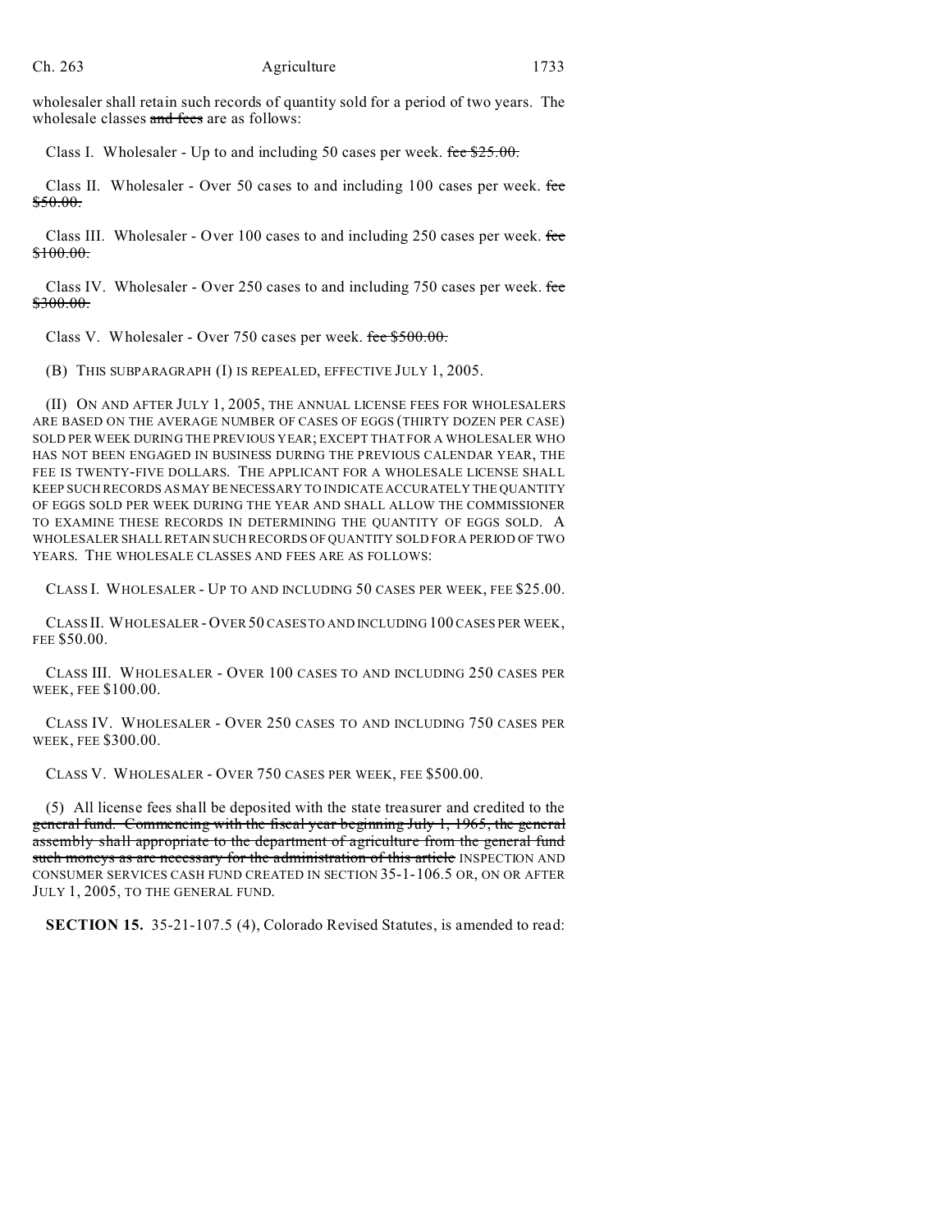wholesaler shall retain such records of quantity sold for a period of two years. The wholesale classes ~~and fees~~ are as follows:

Class I. Wholesaler - Up to and including 50 cases per week. ~~fee $25.00.~~

Class II. Wholesaler - Over 50 cases to and including 100 cases per week. ~~fee $50.00.~~

Class III. Wholesaler - Over 100 cases to and including 250 cases per week. ~~fee $100.00.~~

Class IV. Wholesaler - Over 250 cases to and including 750 cases per week. ~~fee $300.00.~~

Class V. Wholesaler - Over 750 cases per week. ~~fee $500.00.~~

(B) THIS SUBPARAGRAPH (I) IS REPEALED, EFFECTIVE JULY 1, 2005.

(II) ON AND AFTER JULY 1, 2005, THE ANNUAL LICENSE FEES FOR WHOLESALERS ARE BASED ON THE AVERAGE NUMBER OF CASES OF EGGS (THIRTY DOZEN PER CASE) SOLD PER WEEK DURING THE PREVIOUS YEAR; EXCEPT THAT FOR A WHOLESALER WHO HAS NOT BEEN ENGAGED IN BUSINESS DURING THE PREVIOUS CALENDAR YEAR, THE FEE IS TWENTY-FIVE DOLLARS. THE APPLICANT FOR A WHOLESALE LICENSE SHALL KEEP SUCH RECORDS AS MAY BE NECESSARY TO INDICATE ACCURATELY THE QUANTITY OF EGGS SOLD PER WEEK DURING THE YEAR AND SHALL ALLOW THE COMMISSIONER TO EXAMINE THESE RECORDS IN DETERMINING THE QUANTITY OF EGGS SOLD. A WHOLESALER SHALL RETAIN SUCH RECORDS OF QUANTITY SOLD FOR A PERIOD OF TWO YEARS. THE WHOLESALE CLASSES AND FEES ARE AS FOLLOWS:

CLASS I. WHOLESALER - UP TO AND INCLUDING 50 CASES PER WEEK, FEE $25.00.

CLASS II. WHOLESALER - OVER 50 CASES TO AND INCLUDING 100 CASES PER WEEK, FEE $50.00.

CLASS III. WHOLESALER - OVER 100 CASES TO AND INCLUDING 250 CASES PER WEEK, FEE $100.00.

CLASS IV. WHOLESALER - OVER 250 CASES TO AND INCLUDING 750 CASES PER WEEK, FEE $300.00.

CLASS V. WHOLESALER - OVER 750 CASES PER WEEK, FEE $500.00.

(5) All license fees shall be deposited with the state treasurer and credited to the ~~general fund. Commencing with the fiscal year beginning July 1, 1965, the general assembly shall appropriate to the department of agriculture from the general fund such moneys as are necessary for the administration of this article~~ INSPECTION AND CONSUMER SERVICES CASH FUND CREATED IN SECTION 35-1-106.5 OR, ON OR AFTER JULY 1, 2005, TO THE GENERAL FUND.

**SECTION 15.** 35-21-107.5 (4), Colorado Revised Statutes, is amended to read: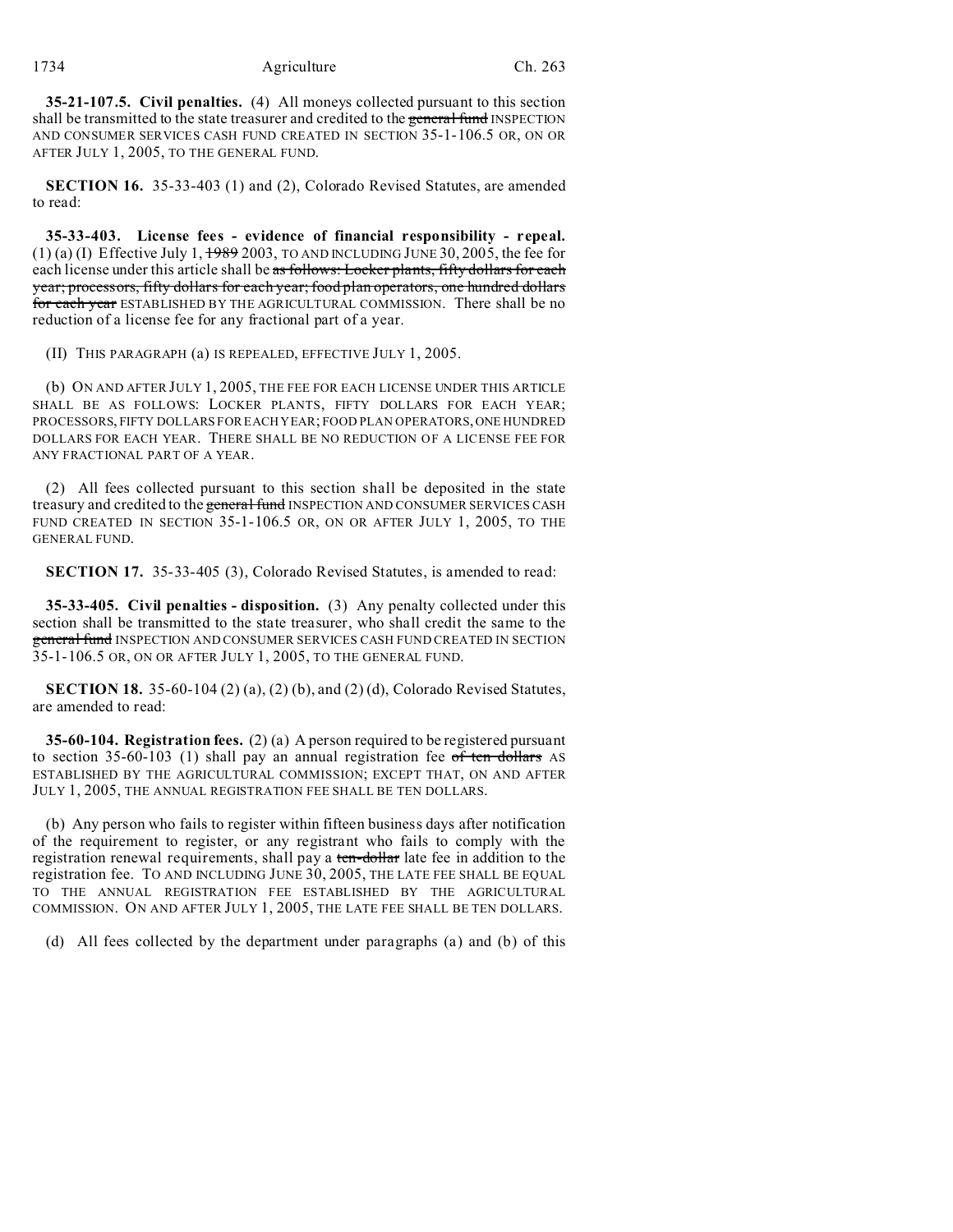**35-21-107.5. Civil penalties.** (4) All moneys collected pursuant to this section shall be transmitted to the state treasurer and credited to the ~~general fund~~ INSPECTION AND CONSUMER SERVICES CASH FUND CREATED IN SECTION 35-1-106.5 OR, ON OR AFTER JULY 1, 2005, TO THE GENERAL FUND.

**SECTION 16.** 35-33-403 (1) and (2), Colorado Revised Statutes, are amended to read:

**35-33-403. License fees - evidence of financial responsibility - repeal.** (1) (a) (I) Effective July 1, ~~1989~~ 2003, TO AND INCLUDING JUNE 30, 2005, the fee for each license under this article shall be ~~as follows: Locker plants, fifty dollars for each year; processors, fifty dollars for each year; food plan operators, one hundred dollars for each year~~ ESTABLISHED BY THE AGRICULTURAL COMMISSION. There shall be no reduction of a license fee for any fractional part of a year.

(II) THIS PARAGRAPH (a) IS REPEALED, EFFECTIVE JULY 1, 2005.

(b) ON AND AFTER JULY 1, 2005, THE FEE FOR EACH LICENSE UNDER THIS ARTICLE SHALL BE AS FOLLOWS: LOCKER PLANTS, FIFTY DOLLARS FOR EACH YEAR; PROCESSORS, FIFTY DOLLARS FOR EACH YEAR; FOOD PLAN OPERATORS, ONE HUNDRED DOLLARS FOR EACH YEAR. THERE SHALL BE NO REDUCTION OF A LICENSE FEE FOR ANY FRACTIONAL PART OF A YEAR.

(2) All fees collected pursuant to this section shall be deposited in the state treasury and credited to the ~~general fund~~ INSPECTION AND CONSUMER SERVICES CASH FUND CREATED IN SECTION 35-1-106.5 OR, ON OR AFTER JULY 1, 2005, TO THE GENERAL FUND.

**SECTION 17.** 35-33-405 (3), Colorado Revised Statutes, is amended to read:

**35-33-405. Civil penalties - disposition.** (3) Any penalty collected under this section shall be transmitted to the state treasurer, who shall credit the same to the ~~general fund~~ INSPECTION AND CONSUMER SERVICES CASH FUND CREATED IN SECTION 35-1-106.5 OR, ON OR AFTER JULY 1, 2005, TO THE GENERAL FUND.

**SECTION 18.** 35-60-104 (2) (a), (2) (b), and (2) (d), Colorado Revised Statutes, are amended to read:

**35-60-104. Registration fees.** (2) (a) A person required to be registered pursuant to section 35-60-103 (1) shall pay an annual registration fee ~~of ten dollars~~ AS ESTABLISHED BY THE AGRICULTURAL COMMISSION; EXCEPT THAT, ON AND AFTER JULY 1, 2005, THE ANNUAL REGISTRATION FEE SHALL BE TEN DOLLARS.

(b) Any person who fails to register within fifteen business days after notification of the requirement to register, or any registrant who fails to comply with the registration renewal requirements, shall pay a ~~ten-dollar~~ late fee in addition to the registration fee. TO AND INCLUDING JUNE 30, 2005, THE LATE FEE SHALL BE EQUAL TO THE ANNUAL REGISTRATION FEE ESTABLISHED BY THE AGRICULTURAL COMMISSION. ON AND AFTER JULY 1, 2005, THE LATE FEE SHALL BE TEN DOLLARS.

(d) All fees collected by the department under paragraphs (a) and (b) of this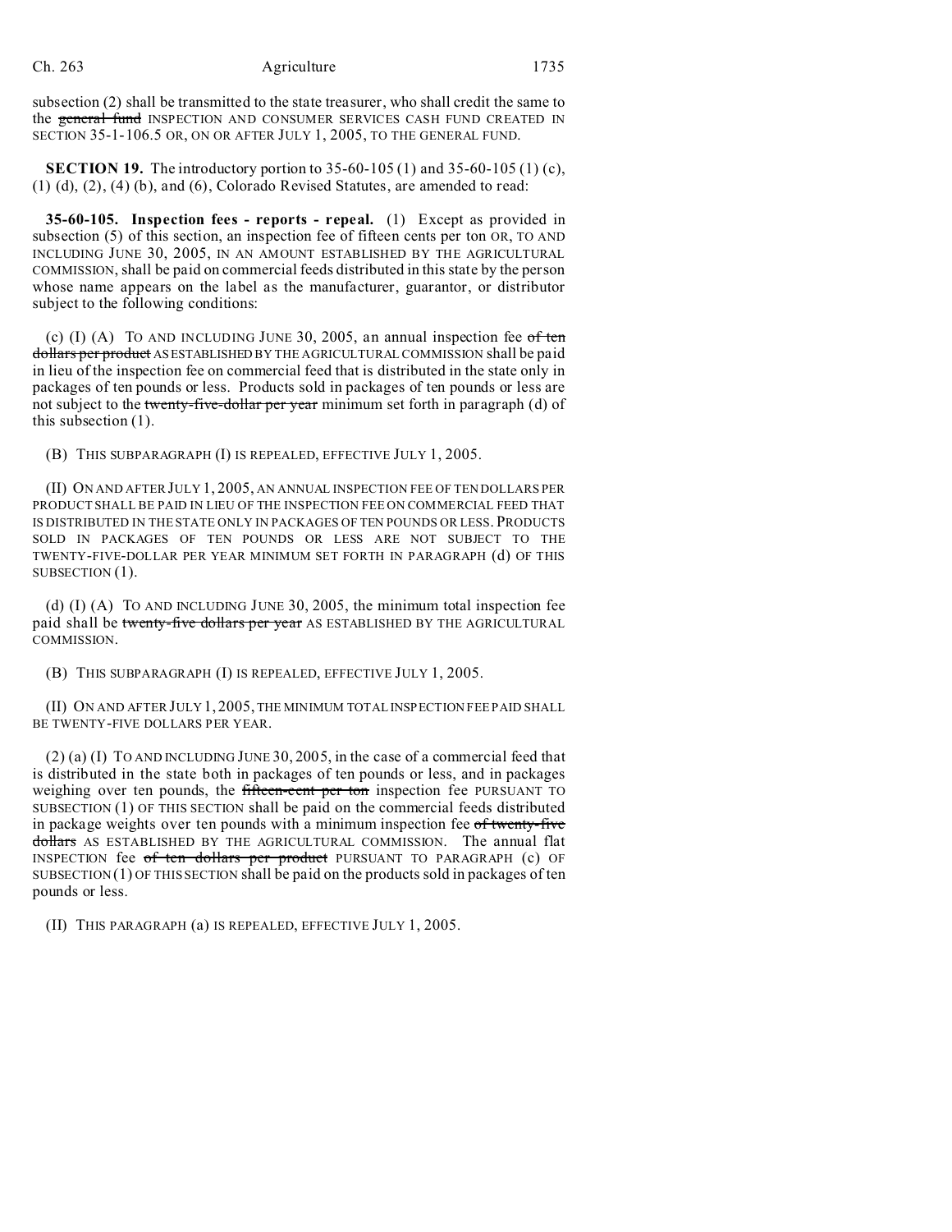subsection (2) shall be transmitted to the state treasurer, who shall credit the same to the ~~general fund~~ INSPECTION AND CONSUMER SERVICES CASH FUND CREATED IN SECTION 35-1-106.5 OR, ON OR AFTER JULY 1, 2005, TO THE GENERAL FUND.

**SECTION 19.** The introductory portion to 35-60-105 (1) and 35-60-105 (1) (c), (1) (d), (2), (4) (b), and (6), Colorado Revised Statutes, are amended to read:

**35-60-105. Inspection fees - reports - repeal.** (1) Except as provided in subsection (5) of this section, an inspection fee of fifteen cents per ton OR, TO AND INCLUDING JUNE 30, 2005, IN AN AMOUNT ESTABLISHED BY THE AGRICULTURAL COMMISSION, shall be paid on commercial feeds distributed in this state by the person whose name appears on the label as the manufacturer, guarantor, or distributor subject to the following conditions:

(c) (I) (A) TO AND INCLUDING JUNE 30, 2005, an annual inspection fee ~~of ten dollars per product~~ AS ESTABLISHED BY THE AGRICULTURAL COMMISSION shall be paid in lieu of the inspection fee on commercial feed that is distributed in the state only in packages of ten pounds or less. Products sold in packages of ten pounds or less are not subject to the ~~twenty-five-dollar per year~~ minimum set forth in paragraph (d) of this subsection (1).

(B) THIS SUBPARAGRAPH (I) IS REPEALED, EFFECTIVE JULY 1, 2005.

(II) ON AND AFTER JULY 1, 2005, AN ANNUAL INSPECTION FEE OF TEN DOLLARS PER PRODUCT SHALL BE PAID IN LIEU OF THE INSPECTION FEE ON COMMERCIAL FEED THAT IS DISTRIBUTED IN THE STATE ONLY IN PACKAGES OF TEN POUNDS OR LESS. PRODUCTS SOLD IN PACKAGES OF TEN POUNDS OR LESS ARE NOT SUBJECT TO THE TWENTY-FIVE-DOLLAR PER YEAR MINIMUM SET FORTH IN PARAGRAPH (d) OF THIS SUBSECTION (1).

(d) (I) (A) TO AND INCLUDING JUNE 30, 2005, the minimum total inspection fee paid shall be ~~twenty-five dollars per year~~ AS ESTABLISHED BY THE AGRICULTURAL COMMISSION.

(B) THIS SUBPARAGRAPH (I) IS REPEALED, EFFECTIVE JULY 1, 2005.

(II) ON AND AFTER JULY 1, 2005, THE MINIMUM TOTAL INSPECTION FEE PAID SHALL BE TWENTY-FIVE DOLLARS PER YEAR.

(2) (a) (I) TO AND INCLUDING JUNE 30, 2005, in the case of a commercial feed that is distributed in the state both in packages of ten pounds or less, and in packages weighing over ten pounds, the ~~fifteen-cent per ton~~ inspection fee PURSUANT TO SUBSECTION (1) OF THIS SECTION shall be paid on the commercial feeds distributed in package weights over ten pounds with a minimum inspection fee ~~of twenty-five dollars~~ AS ESTABLISHED BY THE AGRICULTURAL COMMISSION. The annual flat INSPECTION fee ~~of ten dollars per product~~ PURSUANT TO PARAGRAPH (c) OF SUBSECTION (1) OF THIS SECTION shall be paid on the products sold in packages of ten pounds or less.

(II) THIS PARAGRAPH (a) IS REPEALED, EFFECTIVE JULY 1, 2005.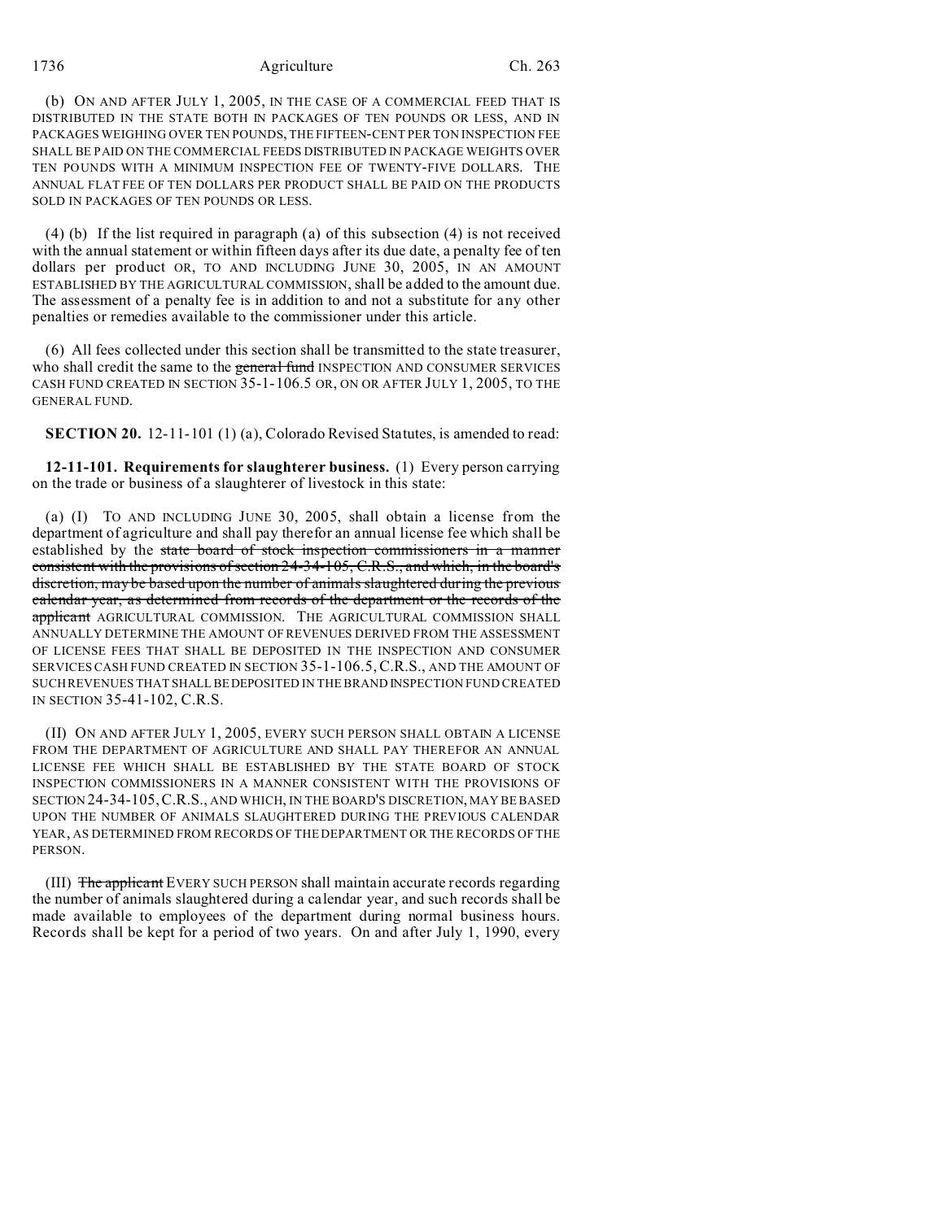(b) ON AND AFTER JULY 1, 2005, IN THE CASE OF A COMMERCIAL FEED THAT IS DISTRIBUTED IN THE STATE BOTH IN PACKAGES OF TEN POUNDS OR LESS, AND IN PACKAGES WEIGHING OVER TEN POUNDS, THE FIFTEEN-CENT PER TON INSPECTION FEE SHALL BE PAID ON THE COMMERCIAL FEEDS DISTRIBUTED IN PACKAGE WEIGHTS OVER TEN POUNDS WITH A MINIMUM INSPECTION FEE OF TWENTY-FIVE DOLLARS. THE ANNUAL FLAT FEE OF TEN DOLLARS PER PRODUCT SHALL BE PAID ON THE PRODUCTS SOLD IN PACKAGES OF TEN POUNDS OR LESS.

(4) (b) If the list required in paragraph (a) of this subsection (4) is not received with the annual statement or within fifteen days after its due date, a penalty fee of ten dollars per product OR, TO AND INCLUDING JUNE 30, 2005, IN AN AMOUNT ESTABLISHED BY THE AGRICULTURAL COMMISSION, shall be added to the amount due. The assessment of a penalty fee is in addition to and not a substitute for any other penalties or remedies available to the commissioner under this article.

(6) All fees collected under this section shall be transmitted to the state treasurer, who shall credit the same to the ~~general fund~~ INSPECTION AND CONSUMER SERVICES CASH FUND CREATED IN SECTION 35-1-106.5 OR, ON OR AFTER JULY 1, 2005, TO THE GENERAL FUND.

**SECTION 20.** 12-11-101 (1) (a), Colorado Revised Statutes, is amended to read:

**12-11-101. Requirements for slaughterer business.** (1) Every person carrying on the trade or business of a slaughterer of livestock in this state:

(a) (I) TO AND INCLUDING JUNE 30, 2005, shall obtain a license from the department of agriculture and shall pay therefor an annual license fee which shall be established by the ~~state board of stock inspection commissioners in a manner consistent with the provisions of section 24-34-105, C.R.S., and which, in the board's discretion, may be based upon the number of animals slaughtered during the previous calendar year, as determined from records of the department or the records of the applicant~~ AGRICULTURAL COMMISSION. THE AGRICULTURAL COMMISSION SHALL ANNUALLY DETERMINE THE AMOUNT OF REVENUES DERIVED FROM THE ASSESSMENT OF LICENSE FEES THAT SHALL BE DEPOSITED IN THE INSPECTION AND CONSUMER SERVICES CASH FUND CREATED IN SECTION 35-1-106.5, C.R.S., AND THE AMOUNT OF SUCH REVENUES THAT SHALL BE DEPOSITED IN THE BRAND INSPECTION FUND CREATED IN SECTION 35-41-102, C.R.S.

(II) ON AND AFTER JULY 1, 2005, EVERY SUCH PERSON SHALL OBTAIN A LICENSE FROM THE DEPARTMENT OF AGRICULTURE AND SHALL PAY THEREFOR AN ANNUAL LICENSE FEE WHICH SHALL BE ESTABLISHED BY THE STATE BOARD OF STOCK INSPECTION COMMISSIONERS IN A MANNER CONSISTENT WITH THE PROVISIONS OF SECTION 24-34-105, C.R.S., AND WHICH, IN THE BOARD'S DISCRETION, MAY BE BASED UPON THE NUMBER OF ANIMALS SLAUGHTERED DURING THE PREVIOUS CALENDAR YEAR, AS DETERMINED FROM RECORDS OF THE DEPARTMENT OR THE RECORDS OF THE PERSON.

(III) ~~The applicant~~ EVERY SUCH PERSON shall maintain accurate records regarding the number of animals slaughtered during a calendar year, and such records shall be made available to employees of the department during normal business hours. Records shall be kept for a period of two years. On and after July 1, 1990, every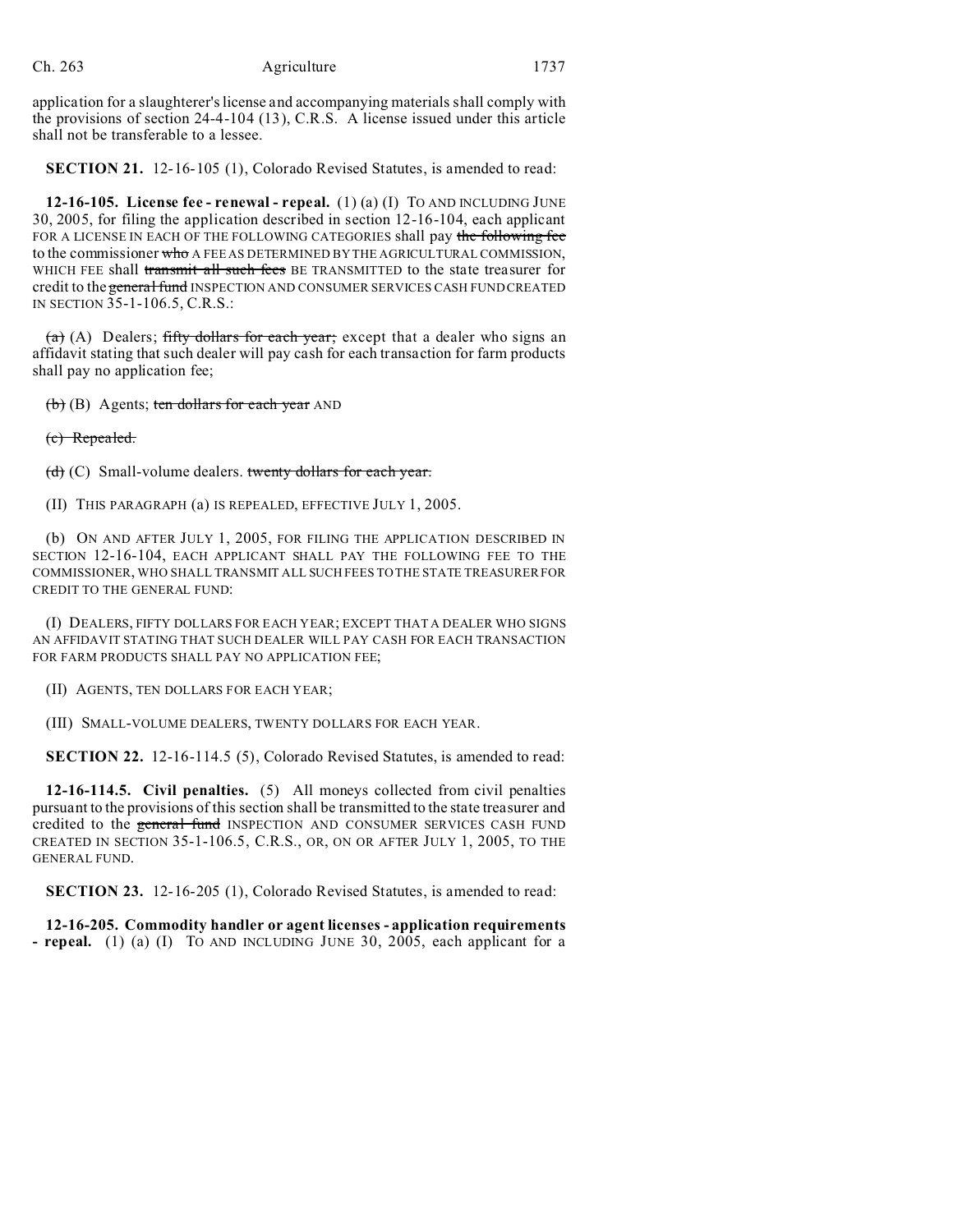application for a slaughterer's license and accompanying materials shall comply with the provisions of section 24-4-104 (13), C.R.S. A license issued under this article shall not be transferable to a lessee.

**SECTION 21.** 12-16-105 (1), Colorado Revised Statutes, is amended to read:

**12-16-105. License fee - renewal - repeal.** (1) (a) (I) TO AND INCLUDING JUNE 30, 2005, for filing the application described in section 12-16-104, each applicant FOR A LICENSE IN EACH OF THE FOLLOWING CATEGORIES shall pay ~~the following fee~~ to the commissioner ~~who~~ A FEE AS DETERMINED BY THE AGRICULTURAL COMMISSION, WHICH FEE shall ~~transmit all such fees~~ BE TRANSMITTED to the state treasurer for credit to the ~~general fund~~ INSPECTION AND CONSUMER SERVICES CASH FUND CREATED IN SECTION 35-1-106.5, C.R.S.:

~~(a)~~ (A) Dealers; ~~fifty dollars for each year;~~ except that a dealer who signs an affidavit stating that such dealer will pay cash for each transaction for farm products shall pay no application fee;

~~(b)~~ (B) Agents; ~~ten dollars for each year~~ AND

~~(c) Repealed.~~

~~(d)~~ (C) Small-volume dealers. ~~twenty dollars for each year.~~

(II) THIS PARAGRAPH (a) IS REPEALED, EFFECTIVE JULY 1, 2005.

(b) ON AND AFTER JULY 1, 2005, FOR FILING THE APPLICATION DESCRIBED IN SECTION 12-16-104, EACH APPLICANT SHALL PAY THE FOLLOWING FEE TO THE COMMISSIONER, WHO SHALL TRANSMIT ALL SUCH FEES TO THE STATE TREASURER FOR CREDIT TO THE GENERAL FUND:

(I) DEALERS, FIFTY DOLLARS FOR EACH YEAR; EXCEPT THAT A DEALER WHO SIGNS AN AFFIDAVIT STATING THAT SUCH DEALER WILL PAY CASH FOR EACH TRANSACTION FOR FARM PRODUCTS SHALL PAY NO APPLICATION FEE;

(II) AGENTS, TEN DOLLARS FOR EACH YEAR;

(III) SMALL-VOLUME DEALERS, TWENTY DOLLARS FOR EACH YEAR.

**SECTION 22.** 12-16-114.5 (5), Colorado Revised Statutes, is amended to read:

**12-16-114.5. Civil penalties.** (5) All moneys collected from civil penalties pursuant to the provisions of this section shall be transmitted to the state treasurer and credited to the ~~general fund~~ INSPECTION AND CONSUMER SERVICES CASH FUND CREATED IN SECTION 35-1-106.5, C.R.S., OR, ON OR AFTER JULY 1, 2005, TO THE GENERAL FUND.

**SECTION 23.** 12-16-205 (1), Colorado Revised Statutes, is amended to read:

**12-16-205. Commodity handler or agent licenses - application requirements - repeal.** (1) (a) (I) TO AND INCLUDING JUNE 30, 2005, each applicant for a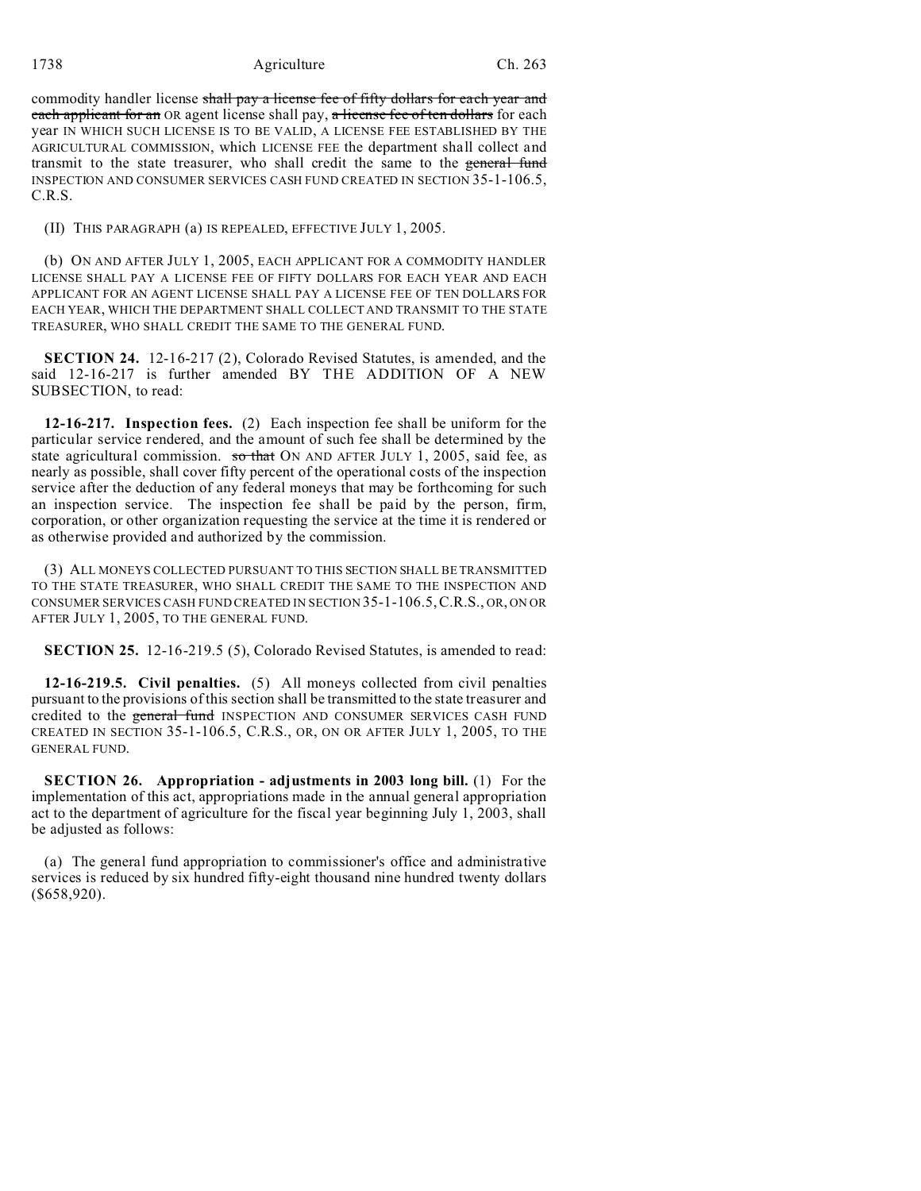commodity handler license shall pay a license fee of fifty dollars for each year and each applicant for an OR agent license shall pay, a license fee of ten dollars for each year IN WHICH SUCH LICENSE IS TO BE VALID, A LICENSE FEE ESTABLISHED BY THE AGRICULTURAL COMMISSION, which LICENSE FEE the department shall collect and transmit to the state treasurer, who shall credit the same to the general fund INSPECTION AND CONSUMER SERVICES CASH FUND CREATED IN SECTION 35-1-106.5, C.R.S.

(II) THIS PARAGRAPH (a) IS REPEALED, EFFECTIVE JULY 1, 2005.

(b) ON AND AFTER JULY 1, 2005, EACH APPLICANT FOR A COMMODITY HANDLER LICENSE SHALL PAY A LICENSE FEE OF FIFTY DOLLARS FOR EACH YEAR AND EACH APPLICANT FOR AN AGENT LICENSE SHALL PAY A LICENSE FEE OF TEN DOLLARS FOR EACH YEAR, WHICH THE DEPARTMENT SHALL COLLECT AND TRANSMIT TO THE STATE TREASURER, WHO SHALL CREDIT THE SAME TO THE GENERAL FUND.

**SECTION 24.** 12-16-217 (2), Colorado Revised Statutes, is amended, and the said 12-16-217 is further amended BY THE ADDITION OF A NEW SUBSECTION, to read:

**12-16-217. Inspection fees.** (2) Each inspection fee shall be uniform for the particular service rendered, and the amount of such fee shall be determined by the state agricultural commission. so that ON AND AFTER JULY 1, 2005, said fee, as nearly as possible, shall cover fifty percent of the operational costs of the inspection service after the deduction of any federal moneys that may be forthcoming for such an inspection service. The inspection fee shall be paid by the person, firm, corporation, or other organization requesting the service at the time it is rendered or as otherwise provided and authorized by the commission.

(3) ALL MONEYS COLLECTED PURSUANT TO THIS SECTION SHALL BE TRANSMITTED TO THE STATE TREASURER, WHO SHALL CREDIT THE SAME TO THE INSPECTION AND CONSUMER SERVICES CASH FUND CREATED IN SECTION 35-1-106.5, C.R.S., OR, ON OR AFTER JULY 1, 2005, TO THE GENERAL FUND.

**SECTION 25.** 12-16-219.5 (5), Colorado Revised Statutes, is amended to read:

**12-16-219.5. Civil penalties.** (5) All moneys collected from civil penalties pursuant to the provisions of this section shall be transmitted to the state treasurer and credited to the general fund INSPECTION AND CONSUMER SERVICES CASH FUND CREATED IN SECTION 35-1-106.5, C.R.S., OR, ON OR AFTER JULY 1, 2005, TO THE GENERAL FUND.

**SECTION 26. Appropriation - adjustments in 2003 long bill.** (1) For the implementation of this act, appropriations made in the annual general appropriation act to the department of agriculture for the fiscal year beginning July 1, 2003, shall be adjusted as follows:

(a) The general fund appropriation to commissioner's office and administrative services is reduced by six hundred fifty-eight thousand nine hundred twenty dollars ($658,920).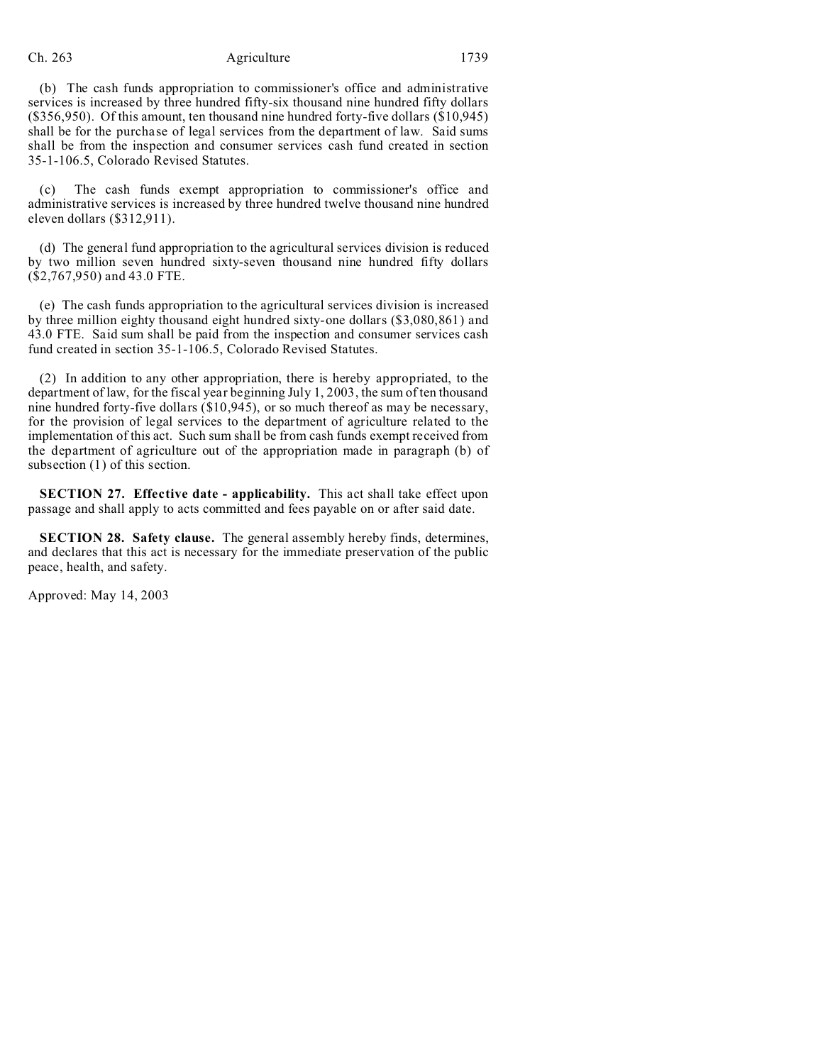(b) The cash funds appropriation to commissioner's office and administrative services is increased by three hundred fifty-six thousand nine hundred fifty dollars ($356,950). Of this amount, ten thousand nine hundred forty-five dollars ($10,945) shall be for the purchase of legal services from the department of law. Said sums shall be from the inspection and consumer services cash fund created in section 35-1-106.5, Colorado Revised Statutes.

(c) The cash funds exempt appropriation to commissioner's office and administrative services is increased by three hundred twelve thousand nine hundred eleven dollars ($312,911).

(d) The general fund appropriation to the agricultural services division is reduced by two million seven hundred sixty-seven thousand nine hundred fifty dollars ($2,767,950) and 43.0 FTE.

(e) The cash funds appropriation to the agricultural services division is increased by three million eighty thousand eight hundred sixty-one dollars ($3,080,861) and 43.0 FTE. Said sum shall be paid from the inspection and consumer services cash fund created in section 35-1-106.5, Colorado Revised Statutes.

(2) In addition to any other appropriation, there is hereby appropriated, to the department of law, for the fiscal year beginning July 1, 2003, the sum of ten thousand nine hundred forty-five dollars ($10,945), or so much thereof as may be necessary, for the provision of legal services to the department of agriculture related to the implementation of this act. Such sum shall be from cash funds exempt received from the department of agriculture out of the appropriation made in paragraph (b) of subsection (1) of this section.

**SECTION 27. Effective date - applicability.** This act shall take effect upon passage and shall apply to acts committed and fees payable on or after said date.

**SECTION 28. Safety clause.** The general assembly hereby finds, determines, and declares that this act is necessary for the immediate preservation of the public peace, health, and safety.

Approved: May 14, 2003